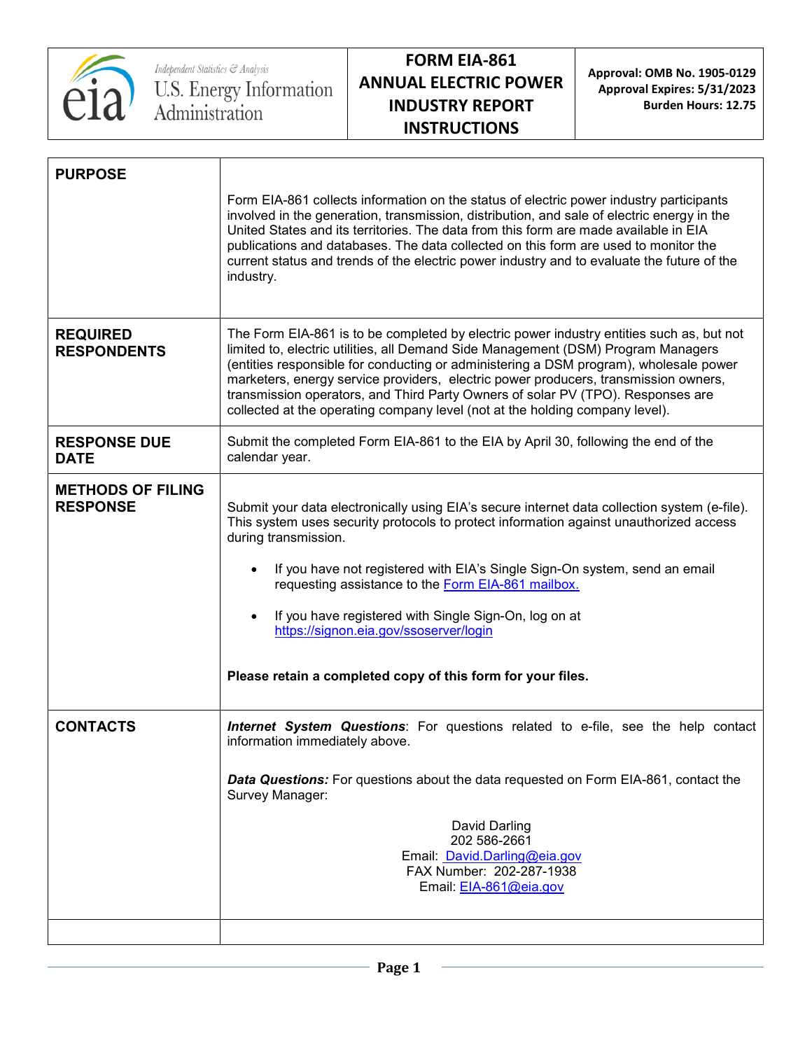U.S. Energy Information Administration — Independent Statistics & Analysis

# FORM EIA-861 ANNUAL ELECTRIC POWER INDUSTRY REPORT INSTRUCTIONS

**Approval: OMB No. 1905-0129**
**Approval Expires: 5/31/2023**
**Burden Hours: 12.75**

| | |
|---|---|
| **PURPOSE** | Form EIA-861 collects information on the status of electric power industry participants involved in the generation, transmission, distribution, and sale of electric energy in the United States and its territories. The data from this form are made available in EIA publications and databases. The data collected on this form are used to monitor the current status and trends of the electric power industry and to evaluate the future of the industry. |
| **REQUIRED RESPONDENTS** | The Form EIA-861 is to be completed by electric power industry entities such as, but not limited to, electric utilities, all Demand Side Management (DSM) Program Managers (entities responsible for conducting or administering a DSM program), wholesale power marketers, energy service providers, electric power producers, transmission owners, transmission operators, and Third Party Owners of solar PV (TPO). Responses are collected at the operating company level (not at the holding company level). |
| **RESPONSE DUE DATE** | Submit the completed Form EIA-861 to the EIA by April 30, following the end of the calendar year. |
| **METHODS OF FILING RESPONSE** | Submit your data electronically using EIA's secure internet data collection system (e-file). This system uses security protocols to protect information against unauthorized access during transmission.<br><br>• If you have not registered with EIA's Single Sign-On system, send an email requesting assistance to the Form EIA-861 mailbox.<br><br>• If you have registered with Single Sign-On, log on at https://signon.eia.gov/ssoserver/login<br><br>**Please retain a completed copy of this form for your files.** |
| **CONTACTS** | ***Internet System Questions***: For questions related to e-file, see the help contact information immediately above.<br><br>***Data Questions:*** For questions about the data requested on Form EIA-861, contact the Survey Manager:<br><br>David Darling<br>202 586-2661<br>Email: David.Darling@eia.gov<br>FAX Number: 202-287-1938<br>Email: EIA-861@eia.gov |
| | |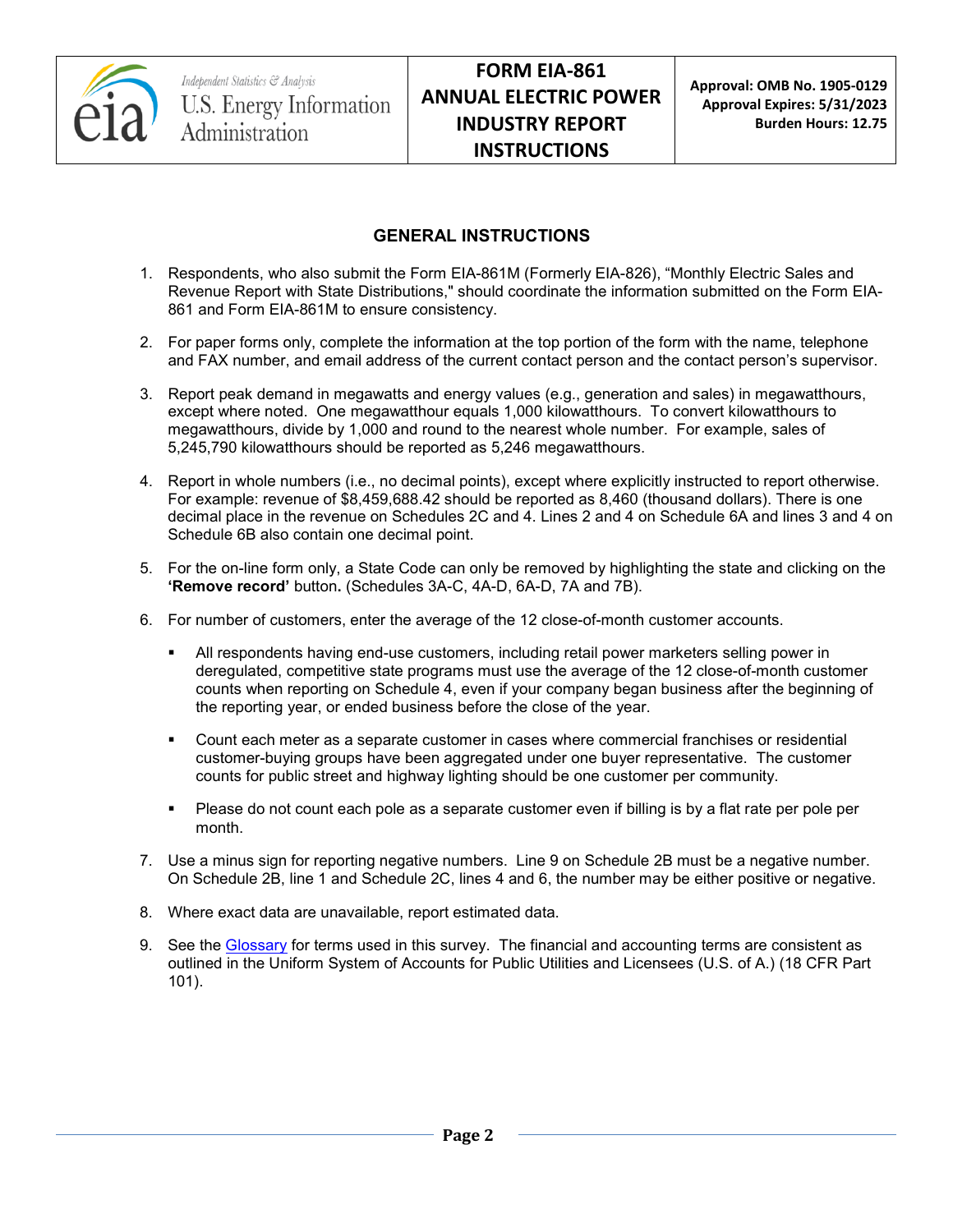## GENERAL INSTRUCTIONS

1. Respondents, who also submit the Form EIA-861M (Formerly EIA-826), "Monthly Electric Sales and Revenue Report with State Distributions," should coordinate the information submitted on the Form EIA-861 and Form EIA-861M to ensure consistency.

2. For paper forms only, complete the information at the top portion of the form with the name, telephone and FAX number, and email address of the current contact person and the contact person's supervisor.

3. Report peak demand in megawatts and energy values (e.g., generation and sales) in megawatthours, except where noted. One megawatthour equals 1,000 kilowatthours. To convert kilowatthours to megawatthours, divide by 1,000 and round to the nearest whole number. For example, sales of 5,245,790 kilowatthours should be reported as 5,246 megawatthours.

4. Report in whole numbers (i.e., no decimal points), except where explicitly instructed to report otherwise. For example: revenue of $8,459,688.42 should be reported as 8,460 (thousand dollars). There is one decimal place in the revenue on Schedules 2C and 4. Lines 2 and 4 on Schedule 6A and lines 3 and 4 on Schedule 6B also contain one decimal point.

5. For the on-line form only, a State Code can only be removed by highlighting the state and clicking on the **'Remove record'** button**.** (Schedules 3A-C, 4A-D, 6A-D, 7A and 7B).

6. For number of customers, enter the average of the 12 close-of-month customer accounts.

   - All respondents having end-use customers, including retail power marketers selling power in deregulated, competitive state programs must use the average of the 12 close-of-month customer counts when reporting on Schedule 4, even if your company began business after the beginning of the reporting year, or ended business before the close of the year.

   - Count each meter as a separate customer in cases where commercial franchises or residential customer-buying groups have been aggregated under one buyer representative. The customer counts for public street and highway lighting should be one customer per community.

   - Please do not count each pole as a separate customer even if billing is by a flat rate per pole per month.

7. Use a minus sign for reporting negative numbers. Line 9 on Schedule 2B must be a negative number. On Schedule 2B, line 1 and Schedule 2C, lines 4 and 6, the number may be either positive or negative.

8. Where exact data are unavailable, report estimated data.

9. See the Glossary for terms used in this survey. The financial and accounting terms are consistent as outlined in the Uniform System of Accounts for Public Utilities and Licensees (U.S. of A.) (18 CFR Part 101).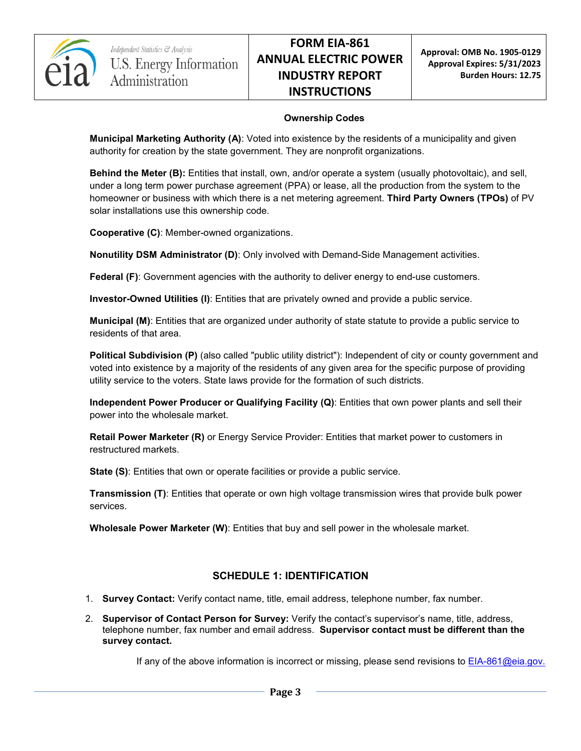### Ownership Codes

**Municipal Marketing Authority (A)**: Voted into existence by the residents of a municipality and given authority for creation by the state government. They are nonprofit organizations.

**Behind the Meter (B):** Entities that install, own, and/or operate a system (usually photovoltaic), and sell, under a long term power purchase agreement (PPA) or lease, all the production from the system to the homeowner or business with which there is a net metering agreement. **Third Party Owners (TPOs)** of PV solar installations use this ownership code.

**Cooperative (C)**: Member-owned organizations.

**Nonutility DSM Administrator (D)**: Only involved with Demand-Side Management activities.

**Federal (F)**: Government agencies with the authority to deliver energy to end-use customers.

**Investor-Owned Utilities (I)**: Entities that are privately owned and provide a public service.

**Municipal (M)**: Entities that are organized under authority of state statute to provide a public service to residents of that area.

**Political Subdivision (P)** (also called "public utility district"): Independent of city or county government and voted into existence by a majority of the residents of any given area for the specific purpose of providing utility service to the voters. State laws provide for the formation of such districts.

**Independent Power Producer or Qualifying Facility (Q)**: Entities that own power plants and sell their power into the wholesale market.

**Retail Power Marketer (R)** or Energy Service Provider: Entities that market power to customers in restructured markets.

**State (S)**: Entities that own or operate facilities or provide a public service.

**Transmission (T)**: Entities that operate or own high voltage transmission wires that provide bulk power services.

**Wholesale Power Marketer (W)**: Entities that buy and sell power in the wholesale market.

## SCHEDULE 1: IDENTIFICATION

1. **Survey Contact:** Verify contact name, title, email address, telephone number, fax number.
2. **Supervisor of Contact Person for Survey:** Verify the contact's supervisor's name, title, address, telephone number, fax number and email address. **Supervisor contact must be different than the survey contact.**

If any of the above information is incorrect or missing, please send revisions to EIA-861@eia.gov.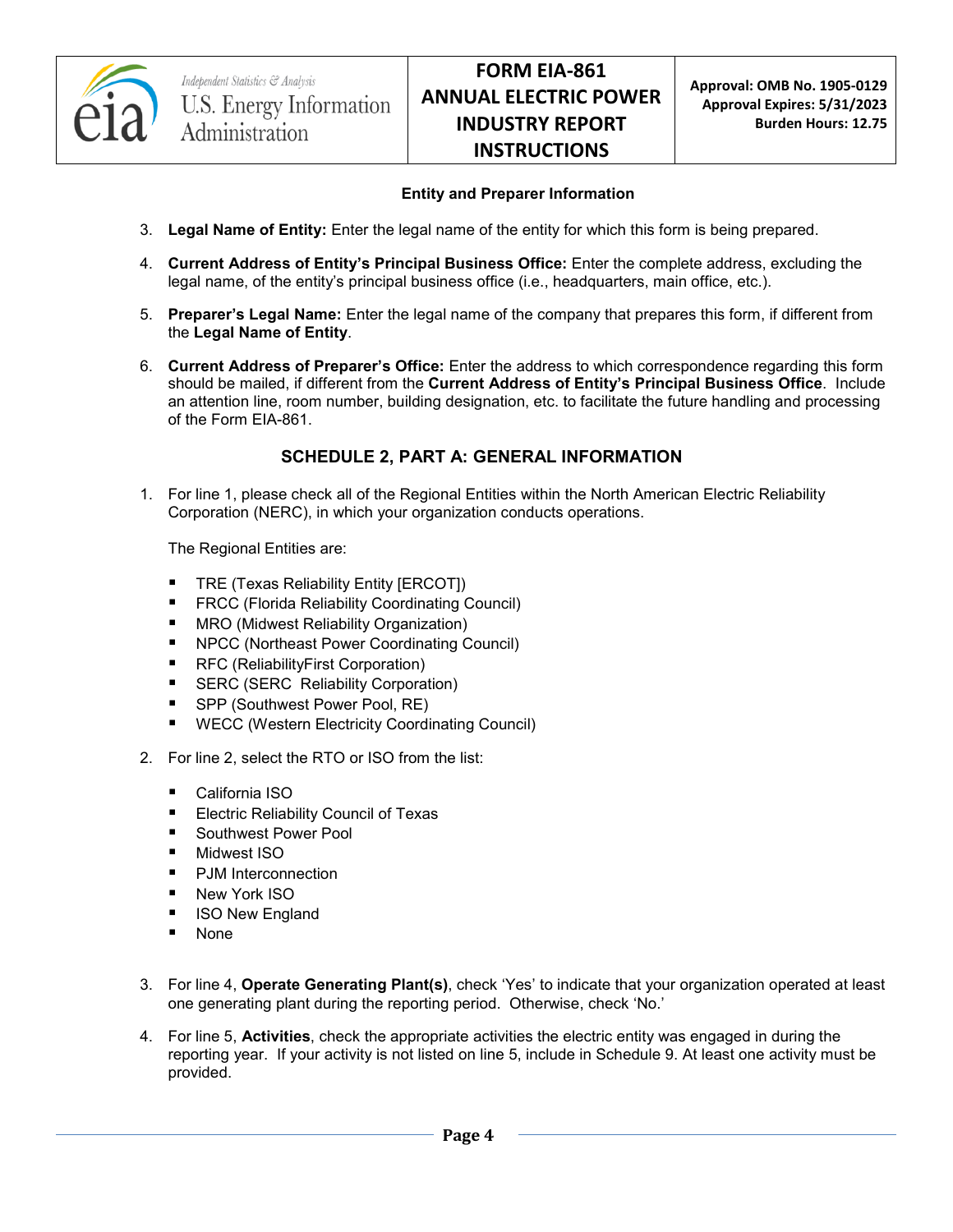**Entity and Preparer Information**

3. **Legal Name of Entity:** Enter the legal name of the entity for which this form is being prepared.

4. **Current Address of Entity's Principal Business Office:** Enter the complete address, excluding the legal name, of the entity's principal business office (i.e., headquarters, main office, etc.).

5. **Preparer's Legal Name:** Enter the legal name of the company that prepares this form, if different from the **Legal Name of Entity**.

6. **Current Address of Preparer's Office:** Enter the address to which correspondence regarding this form should be mailed, if different from the **Current Address of Entity's Principal Business Office**. Include an attention line, room number, building designation, etc. to facilitate the future handling and processing of the Form EIA-861.

## SCHEDULE 2, PART A: GENERAL INFORMATION

1. For line 1, please check all of the Regional Entities within the North American Electric Reliability Corporation (NERC), in which your organization conducts operations.

   The Regional Entities are:

   - TRE (Texas Reliability Entity [ERCOT])
   - FRCC (Florida Reliability Coordinating Council)
   - MRO (Midwest Reliability Organization)
   - NPCC (Northeast Power Coordinating Council)
   - RFC (ReliabilityFirst Corporation)
   - SERC (SERC Reliability Corporation)
   - SPP (Southwest Power Pool, RE)
   - WECC (Western Electricity Coordinating Council)

2. For line 2, select the RTO or ISO from the list:

   - California ISO
   - Electric Reliability Council of Texas
   - Southwest Power Pool
   - Midwest ISO
   - PJM Interconnection
   - New York ISO
   - ISO New England
   - None

3. For line 4, **Operate Generating Plant(s)**, check 'Yes' to indicate that your organization operated at least one generating plant during the reporting period. Otherwise, check 'No.'

4. For line 5, **Activities**, check the appropriate activities the electric entity was engaged in during the reporting year. If your activity is not listed on line 5, include in Schedule 9. At least one activity must be provided.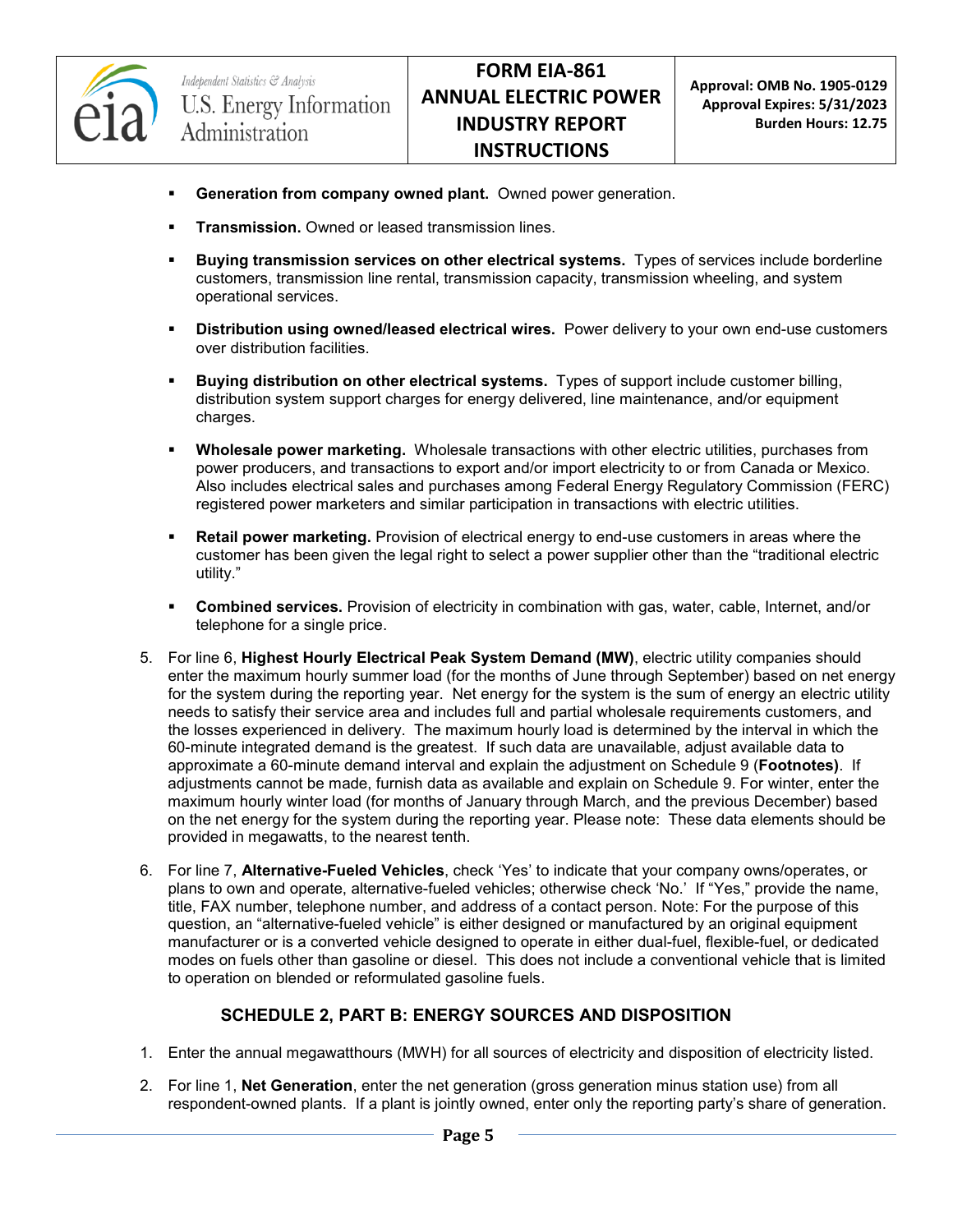- **Generation from company owned plant.** Owned power generation.
- **Transmission.** Owned or leased transmission lines.
- **Buying transmission services on other electrical systems.** Types of services include borderline customers, transmission line rental, transmission capacity, transmission wheeling, and system operational services.
- **Distribution using owned/leased electrical wires.** Power delivery to your own end-use customers over distribution facilities.
- **Buying distribution on other electrical systems.** Types of support include customer billing, distribution system support charges for energy delivered, line maintenance, and/or equipment charges.
- **Wholesale power marketing.** Wholesale transactions with other electric utilities, purchases from power producers, and transactions to export and/or import electricity to or from Canada or Mexico. Also includes electrical sales and purchases among Federal Energy Regulatory Commission (FERC) registered power marketers and similar participation in transactions with electric utilities.
- **Retail power marketing.** Provision of electrical energy to end-use customers in areas where the customer has been given the legal right to select a power supplier other than the "traditional electric utility."
- **Combined services.** Provision of electricity in combination with gas, water, cable, Internet, and/or telephone for a single price.

5. For line 6, **Highest Hourly Electrical Peak System Demand (MW)**, electric utility companies should enter the maximum hourly summer load (for the months of June through September) based on net energy for the system during the reporting year. Net energy for the system is the sum of energy an electric utility needs to satisfy their service area and includes full and partial wholesale requirements customers, and the losses experienced in delivery. The maximum hourly load is determined by the interval in which the 60-minute integrated demand is the greatest. If such data are unavailable, adjust available data to approximate a 60-minute demand interval and explain the adjustment on Schedule 9 (**Footnotes)**. If adjustments cannot be made, furnish data as available and explain on Schedule 9. For winter, enter the maximum hourly winter load (for months of January through March, and the previous December) based on the net energy for the system during the reporting year. Please note: These data elements should be provided in megawatts, to the nearest tenth.

6. For line 7, **Alternative-Fueled Vehicles**, check 'Yes' to indicate that your company owns/operates, or plans to own and operate, alternative-fueled vehicles; otherwise check 'No.' If "Yes," provide the name, title, FAX number, telephone number, and address of a contact person. Note: For the purpose of this question, an "alternative-fueled vehicle" is either designed or manufactured by an original equipment manufacturer or is a converted vehicle designed to operate in either dual-fuel, flexible-fuel, or dedicated modes on fuels other than gasoline or diesel. This does not include a conventional vehicle that is limited to operation on blended or reformulated gasoline fuels.

## SCHEDULE 2, PART B: ENERGY SOURCES AND DISPOSITION

1. Enter the annual megawatthours (MWH) for all sources of electricity and disposition of electricity listed.

2. For line 1, **Net Generation**, enter the net generation (gross generation minus station use) from all respondent-owned plants. If a plant is jointly owned, enter only the reporting party's share of generation.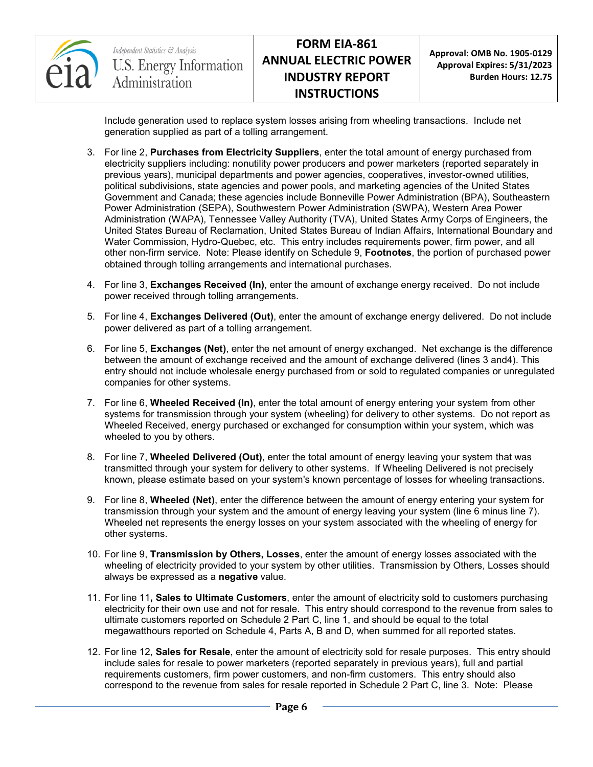Include generation used to replace system losses arising from wheeling transactions. Include net generation supplied as part of a tolling arrangement.

3. For line 2, **Purchases from Electricity Suppliers**, enter the total amount of energy purchased from electricity suppliers including: nonutility power producers and power marketers (reported separately in previous years), municipal departments and power agencies, cooperatives, investor-owned utilities, political subdivisions, state agencies and power pools, and marketing agencies of the United States Government and Canada; these agencies include Bonneville Power Administration (BPA), Southeastern Power Administration (SEPA), Southwestern Power Administration (SWPA), Western Area Power Administration (WAPA), Tennessee Valley Authority (TVA), United States Army Corps of Engineers, the United States Bureau of Reclamation, United States Bureau of Indian Affairs, International Boundary and Water Commission, Hydro-Quebec, etc. This entry includes requirements power, firm power, and all other non-firm service. Note: Please identify on Schedule 9, **Footnotes**, the portion of purchased power obtained through tolling arrangements and international purchases.

4. For line 3, **Exchanges Received (In)**, enter the amount of exchange energy received. Do not include power received through tolling arrangements.

5. For line 4, **Exchanges Delivered (Out)**, enter the amount of exchange energy delivered. Do not include power delivered as part of a tolling arrangement.

6. For line 5, **Exchanges (Net)**, enter the net amount of energy exchanged. Net exchange is the difference between the amount of exchange received and the amount of exchange delivered (lines 3 and4). This entry should not include wholesale energy purchased from or sold to regulated companies or unregulated companies for other systems.

7. For line 6, **Wheeled Received (In)**, enter the total amount of energy entering your system from other systems for transmission through your system (wheeling) for delivery to other systems. Do not report as Wheeled Received, energy purchased or exchanged for consumption within your system, which was wheeled to you by others.

8. For line 7, **Wheeled Delivered (Out)**, enter the total amount of energy leaving your system that was transmitted through your system for delivery to other systems. If Wheeling Delivered is not precisely known, please estimate based on your system's known percentage of losses for wheeling transactions.

9. For line 8, **Wheeled (Net)**, enter the difference between the amount of energy entering your system for transmission through your system and the amount of energy leaving your system (line 6 minus line 7). Wheeled net represents the energy losses on your system associated with the wheeling of energy for other systems.

10. For line 9, **Transmission by Others, Losses**, enter the amount of energy losses associated with the wheeling of electricity provided to your system by other utilities. Transmission by Others, Losses should always be expressed as a **negative** value.

11. For line 11**, Sales to Ultimate Customers**, enter the amount of electricity sold to customers purchasing electricity for their own use and not for resale. This entry should correspond to the revenue from sales to ultimate customers reported on Schedule 2 Part C, line 1, and should be equal to the total megawatthours reported on Schedule 4, Parts A, B and D, when summed for all reported states.

12. For line 12, **Sales for Resale**, enter the amount of electricity sold for resale purposes. This entry should include sales for resale to power marketers (reported separately in previous years), full and partial requirements customers, firm power customers, and non-firm customers. This entry should also correspond to the revenue from sales for resale reported in Schedule 2 Part C, line 3. Note: Please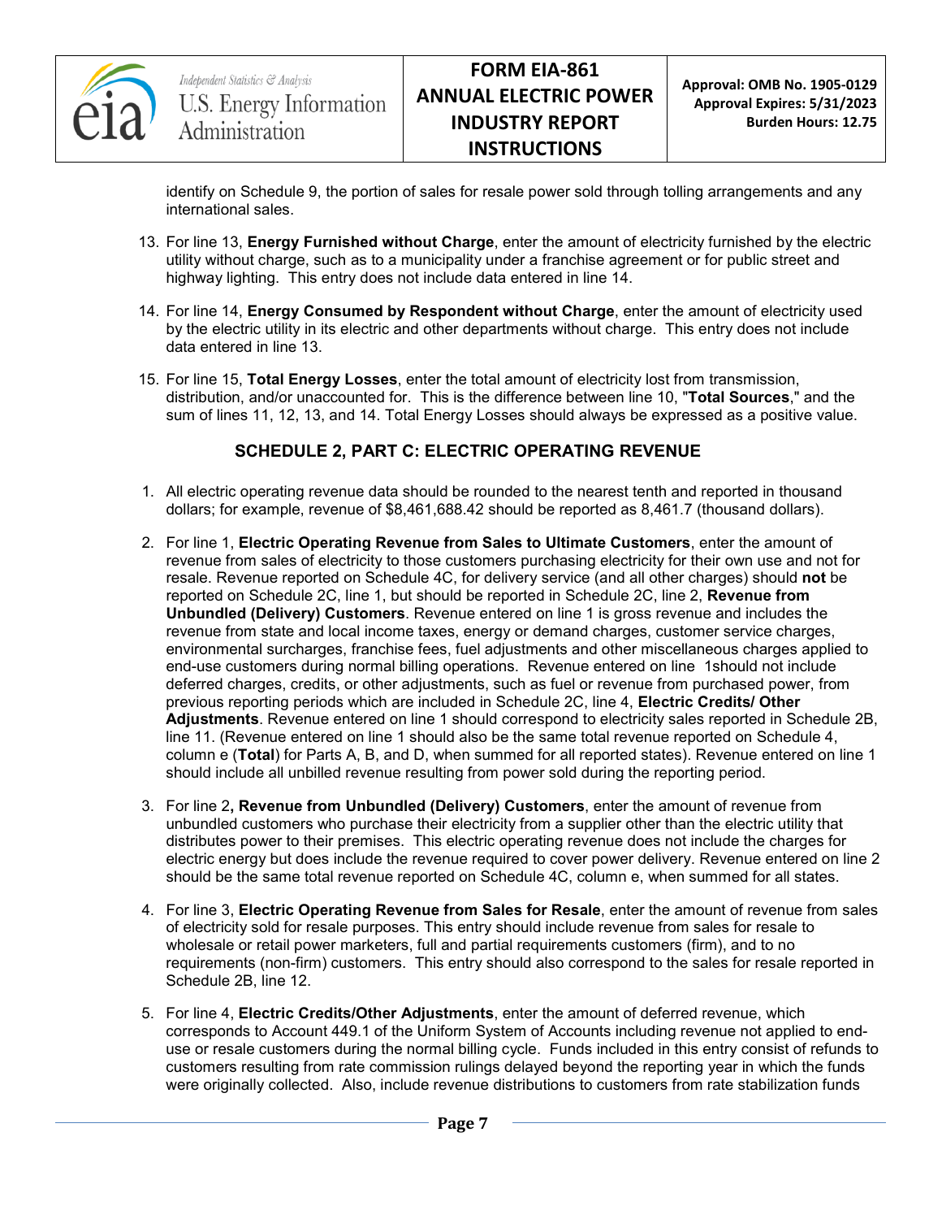identify on Schedule 9, the portion of sales for resale power sold through tolling arrangements and any international sales.

13. For line 13, **Energy Furnished without Charge**, enter the amount of electricity furnished by the electric utility without charge, such as to a municipality under a franchise agreement or for public street and highway lighting. This entry does not include data entered in line 14.

14. For line 14, **Energy Consumed by Respondent without Charge**, enter the amount of electricity used by the electric utility in its electric and other departments without charge. This entry does not include data entered in line 13.

15. For line 15, **Total Energy Losses**, enter the total amount of electricity lost from transmission, distribution, and/or unaccounted for. This is the difference between line 10, "**Total Sources**," and the sum of lines 11, 12, 13, and 14. Total Energy Losses should always be expressed as a positive value.

## SCHEDULE 2, PART C: ELECTRIC OPERATING REVENUE

1. All electric operating revenue data should be rounded to the nearest tenth and reported in thousand dollars; for example, revenue of $8,461,688.42 should be reported as 8,461.7 (thousand dollars).

2. For line 1, **Electric Operating Revenue from Sales to Ultimate Customers**, enter the amount of revenue from sales of electricity to those customers purchasing electricity for their own use and not for resale. Revenue reported on Schedule 4C, for delivery service (and all other charges) should **not** be reported on Schedule 2C, line 1, but should be reported in Schedule 2C, line 2, **Revenue from Unbundled (Delivery) Customers**. Revenue entered on line 1 is gross revenue and includes the revenue from state and local income taxes, energy or demand charges, customer service charges, environmental surcharges, franchise fees, fuel adjustments and other miscellaneous charges applied to end-use customers during normal billing operations. Revenue entered on line 1should not include deferred charges, credits, or other adjustments, such as fuel or revenue from purchased power, from previous reporting periods which are included in Schedule 2C, line 4, **Electric Credits/ Other Adjustments**. Revenue entered on line 1 should correspond to electricity sales reported in Schedule 2B, line 11. (Revenue entered on line 1 should also be the same total revenue reported on Schedule 4, column e (**Total**) for Parts A, B, and D, when summed for all reported states). Revenue entered on line 1 should include all unbilled revenue resulting from power sold during the reporting period.

3. For line 2**, Revenue from Unbundled (Delivery) Customers**, enter the amount of revenue from unbundled customers who purchase their electricity from a supplier other than the electric utility that distributes power to their premises. This electric operating revenue does not include the charges for electric energy but does include the revenue required to cover power delivery. Revenue entered on line 2 should be the same total revenue reported on Schedule 4C, column e, when summed for all states.

4. For line 3, **Electric Operating Revenue from Sales for Resale**, enter the amount of revenue from sales of electricity sold for resale purposes. This entry should include revenue from sales for resale to wholesale or retail power marketers, full and partial requirements customers (firm), and to no requirements (non-firm) customers. This entry should also correspond to the sales for resale reported in Schedule 2B, line 12.

5. For line 4, **Electric Credits/Other Adjustments**, enter the amount of deferred revenue, which corresponds to Account 449.1 of the Uniform System of Accounts including revenue not applied to end-use or resale customers during the normal billing cycle. Funds included in this entry consist of refunds to customers resulting from rate commission rulings delayed beyond the reporting year in which the funds were originally collected. Also, include revenue distributions to customers from rate stabilization funds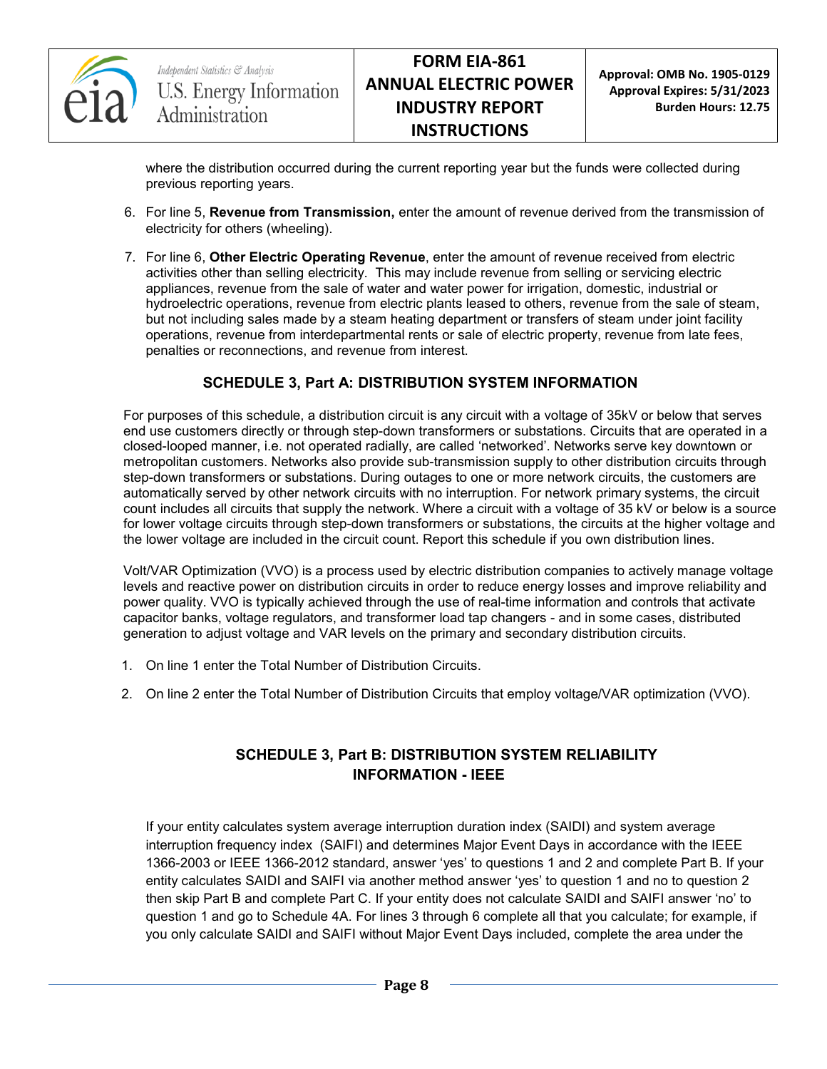where the distribution occurred during the current reporting year but the funds were collected during previous reporting years.

6. For line 5, **Revenue from Transmission,** enter the amount of revenue derived from the transmission of electricity for others (wheeling).

7. For line 6, **Other Electric Operating Revenue**, enter the amount of revenue received from electric activities other than selling electricity. This may include revenue from selling or servicing electric appliances, revenue from the sale of water and water power for irrigation, domestic, industrial or hydroelectric operations, revenue from electric plants leased to others, revenue from the sale of steam, but not including sales made by a steam heating department or transfers of steam under joint facility operations, revenue from interdepartmental rents or sale of electric property, revenue from late fees, penalties or reconnections, and revenue from interest.

## SCHEDULE 3, Part A: DISTRIBUTION SYSTEM INFORMATION

For purposes of this schedule, a distribution circuit is any circuit with a voltage of 35kV or below that serves end use customers directly or through step-down transformers or substations. Circuits that are operated in a closed-looped manner, i.e. not operated radially, are called 'networked'. Networks serve key downtown or metropolitan customers. Networks also provide sub-transmission supply to other distribution circuits through step-down transformers or substations. During outages to one or more network circuits, the customers are automatically served by other network circuits with no interruption. For network primary systems, the circuit count includes all circuits that supply the network. Where a circuit with a voltage of 35 kV or below is a source for lower voltage circuits through step-down transformers or substations, the circuits at the higher voltage and the lower voltage are included in the circuit count. Report this schedule if you own distribution lines.

Volt/VAR Optimization (VVO) is a process used by electric distribution companies to actively manage voltage levels and reactive power on distribution circuits in order to reduce energy losses and improve reliability and power quality. VVO is typically achieved through the use of real-time information and controls that activate capacitor banks, voltage regulators, and transformer load tap changers - and in some cases, distributed generation to adjust voltage and VAR levels on the primary and secondary distribution circuits.

1. On line 1 enter the Total Number of Distribution Circuits.

2. On line 2 enter the Total Number of Distribution Circuits that employ voltage/VAR optimization (VVO).

## SCHEDULE 3, Part B: DISTRIBUTION SYSTEM RELIABILITY INFORMATION - IEEE

If your entity calculates system average interruption duration index (SAIDI) and system average interruption frequency index (SAIFI) and determines Major Event Days in accordance with the IEEE 1366-2003 or IEEE 1366-2012 standard, answer 'yes' to questions 1 and 2 and complete Part B. If your entity calculates SAIDI and SAIFI via another method answer 'yes' to question 1 and no to question 2 then skip Part B and complete Part C. If your entity does not calculate SAIDI and SAIFI answer 'no' to question 1 and go to Schedule 4A. For lines 3 through 6 complete all that you calculate; for example, if you only calculate SAIDI and SAIFI without Major Event Days included, complete the area under the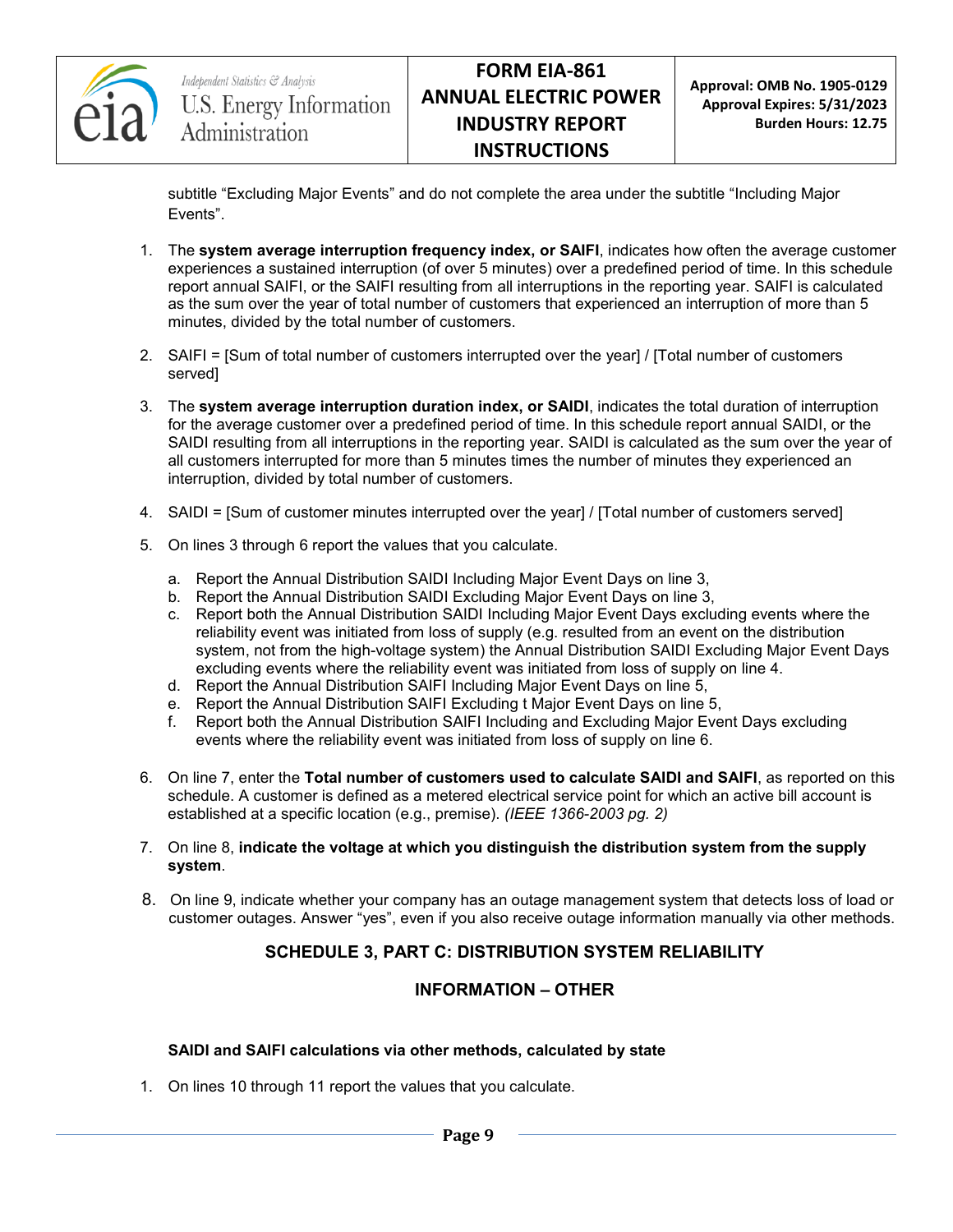subtitle “Excluding Major Events” and do not complete the area under the subtitle “Including Major Events”.

1. The **system average interruption frequency index, or SAIFI**, indicates how often the average customer experiences a sustained interruption (of over 5 minutes) over a predefined period of time. In this schedule report annual SAIFI, or the SAIFI resulting from all interruptions in the reporting year. SAIFI is calculated as the sum over the year of total number of customers that experienced an interruption of more than 5 minutes, divided by the total number of customers.

2. SAIFI = [Sum of total number of customers interrupted over the year] / [Total number of customers served]

3. The **system average interruption duration index, or SAIDI**, indicates the total duration of interruption for the average customer over a predefined period of time. In this schedule report annual SAIDI, or the SAIDI resulting from all interruptions in the reporting year. SAIDI is calculated as the sum over the year of all customers interrupted for more than 5 minutes times the number of minutes they experienced an interruption, divided by total number of customers.

4. SAIDI = [Sum of customer minutes interrupted over the year] / [Total number of customers served]

5. On lines 3 through 6 report the values that you calculate.

   a. Report the Annual Distribution SAIDI Including Major Event Days on line 3,
   b. Report the Annual Distribution SAIDI Excluding Major Event Days on line 3,
   c. Report both the Annual Distribution SAIDI Including Major Event Days excluding events where the reliability event was initiated from loss of supply (e.g. resulted from an event on the distribution system, not from the high-voltage system) the Annual Distribution SAIDI Excluding Major Event Days excluding events where the reliability event was initiated from loss of supply on line 4.
   d. Report the Annual Distribution SAIFI Including Major Event Days on line 5,
   e. Report the Annual Distribution SAIFI Excluding t Major Event Days on line 5,
   f. Report both the Annual Distribution SAIFI Including and Excluding Major Event Days excluding events where the reliability event was initiated from loss of supply on line 6.

6. On line 7, enter the **Total number of customers used to calculate SAIDI and SAIFI**, as reported on this schedule. A customer is defined as a metered electrical service point for which an active bill account is established at a specific location (e.g., premise). *(IEEE 1366-2003 pg. 2)*

7. On line 8, **indicate the voltage at which you distinguish the distribution system from the supply system**.

8. On line 9, indicate whether your company has an outage management system that detects loss of load or customer outages. Answer “yes”, even if you also receive outage information manually via other methods.

## SCHEDULE 3, PART C: DISTRIBUTION SYSTEM RELIABILITY

## INFORMATION – OTHER

**SAIDI and SAIFI calculations via other methods, calculated by state**

1. On lines 10 through 11 report the values that you calculate.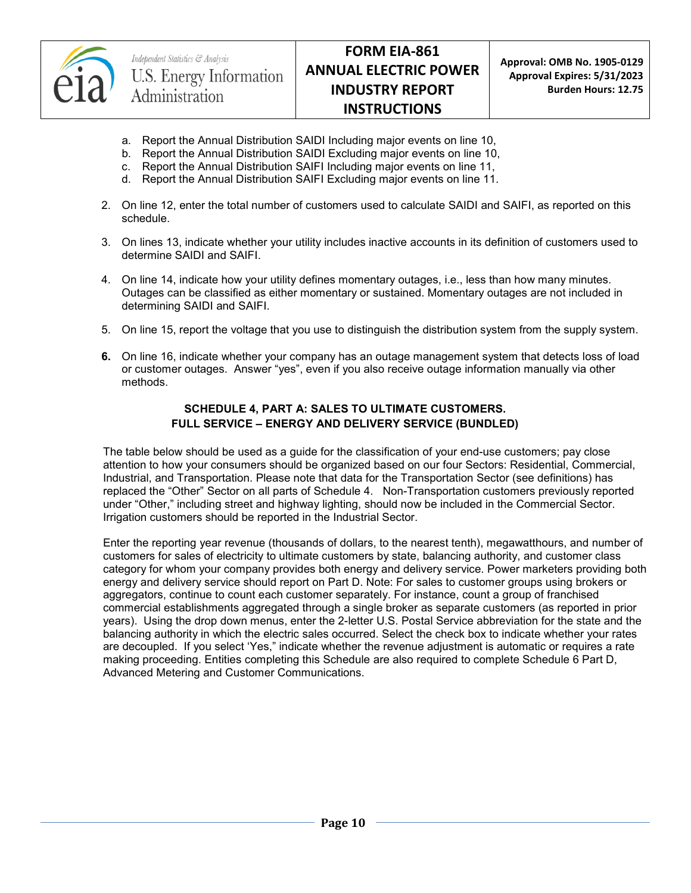a. Report the Annual Distribution SAIDI Including major events on line 10,
b. Report the Annual Distribution SAIDI Excluding major events on line 10,
c. Report the Annual Distribution SAIFI Including major events on line 11,
d. Report the Annual Distribution SAIFI Excluding major events on line 11.

2. On line 12, enter the total number of customers used to calculate SAIDI and SAIFI, as reported on this schedule.

3. On lines 13, indicate whether your utility includes inactive accounts in its definition of customers used to determine SAIDI and SAIFI.

4. On line 14, indicate how your utility defines momentary outages, i.e., less than how many minutes. Outages can be classified as either momentary or sustained. Momentary outages are not included in determining SAIDI and SAIFI.

5. On line 15, report the voltage that you use to distinguish the distribution system from the supply system.

6. On line 16, indicate whether your company has an outage management system that detects loss of load or customer outages. Answer "yes", even if you also receive outage information manually via other methods.

## SCHEDULE 4, PART A: SALES TO ULTIMATE CUSTOMERS. FULL SERVICE – ENERGY AND DELIVERY SERVICE (BUNDLED)

The table below should be used as a guide for the classification of your end-use customers; pay close attention to how your consumers should be organized based on our four Sectors: Residential, Commercial, Industrial, and Transportation. Please note that data for the Transportation Sector (see definitions) has replaced the "Other" Sector on all parts of Schedule 4. Non-Transportation customers previously reported under "Other," including street and highway lighting, should now be included in the Commercial Sector. Irrigation customers should be reported in the Industrial Sector.

Enter the reporting year revenue (thousands of dollars, to the nearest tenth), megawatthours, and number of customers for sales of electricity to ultimate customers by state, balancing authority, and customer class category for whom your company provides both energy and delivery service. Power marketers providing both energy and delivery service should report on Part D. Note: For sales to customer groups using brokers or aggregators, continue to count each customer separately. For instance, count a group of franchised commercial establishments aggregated through a single broker as separate customers (as reported in prior years). Using the drop down menus, enter the 2-letter U.S. Postal Service abbreviation for the state and the balancing authority in which the electric sales occurred. Select the check box to indicate whether your rates are decoupled. If you select 'Yes," indicate whether the revenue adjustment is automatic or requires a rate making proceeding. Entities completing this Schedule are also required to complete Schedule 6 Part D, Advanced Metering and Customer Communications.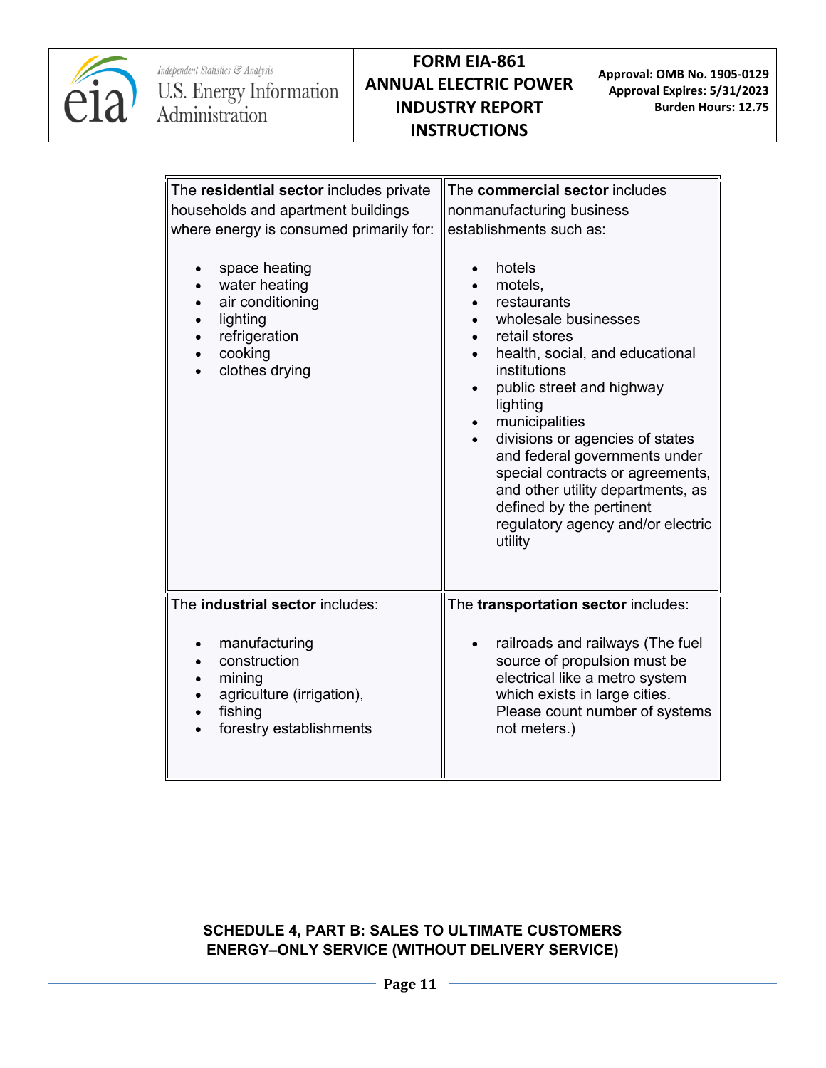| The **residential sector** includes private households and apartment buildings where energy is consumed primarily for: | The **commercial sector** includes nonmanufacturing business establishments such as: |
|---|---|
| <ul><li>space heating</li><li>water heating</li><li>air conditioning</li><li>lighting</li><li>refrigeration</li><li>cooking</li><li>clothes drying</li></ul> | <ul><li>hotels</li><li>motels,</li><li>restaurants</li><li>wholesale businesses</li><li>retail stores</li><li>health, social, and educational institutions</li><li>public street and highway lighting</li><li>municipalities</li><li>divisions or agencies of states and federal governments under special contracts or agreements, and other utility departments, as defined by the pertinent regulatory agency and/or electric utility</li></ul> |
| The **industrial sector** includes: <ul><li>manufacturing</li><li>construction</li><li>mining</li><li>agriculture (irrigation),</li><li>fishing</li><li>forestry establishments</li></ul> | The **transportation sector** includes: <ul><li>railroads and railways (The fuel source of propulsion must be electrical like a metro system which exists in large cities. Please count number of systems not meters.)</li></ul> |

**SCHEDULE 4, PART B: SALES TO ULTIMATE CUSTOMERS ENERGY–ONLY SERVICE (WITHOUT DELIVERY SERVICE)**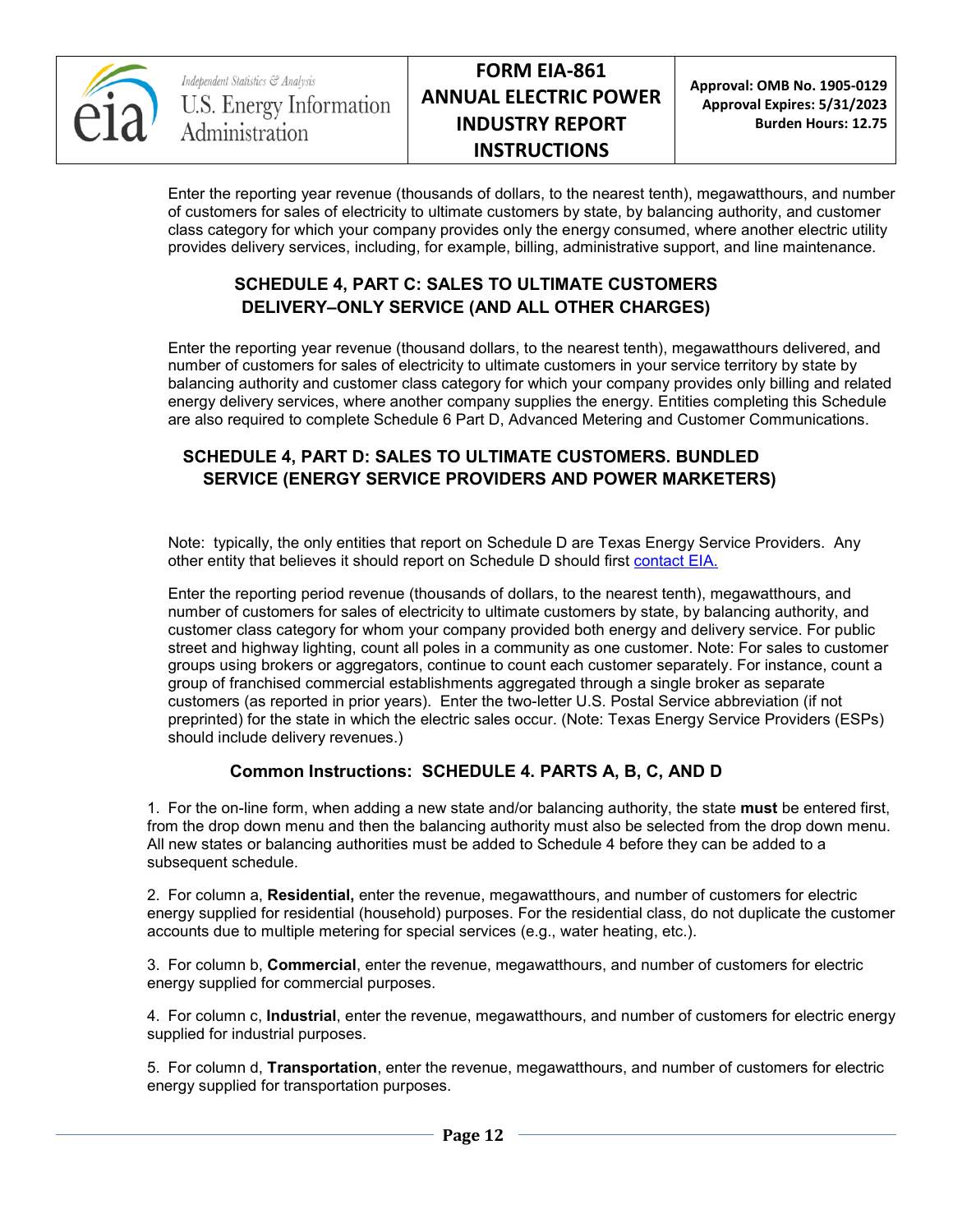Enter the reporting year revenue (thousands of dollars, to the nearest tenth), megawatthours, and number of customers for sales of electricity to ultimate customers by state, by balancing authority, and customer class category for which your company provides only the energy consumed, where another electric utility provides delivery services, including, for example, billing, administrative support, and line maintenance.

## SCHEDULE 4, PART C: SALES TO ULTIMATE CUSTOMERS DELIVERY–ONLY SERVICE (AND ALL OTHER CHARGES)

Enter the reporting year revenue (thousand dollars, to the nearest tenth), megawatthours delivered, and number of customers for sales of electricity to ultimate customers in your service territory by state by balancing authority and customer class category for which your company provides only billing and related energy delivery services, where another company supplies the energy. Entities completing this Schedule are also required to complete Schedule 6 Part D, Advanced Metering and Customer Communications.

## SCHEDULE 4, PART D: SALES TO ULTIMATE CUSTOMERS. BUNDLED SERVICE (ENERGY SERVICE PROVIDERS AND POWER MARKETERS)

Note: typically, the only entities that report on Schedule D are Texas Energy Service Providers. Any other entity that believes it should report on Schedule D should first contact EIA.

Enter the reporting period revenue (thousands of dollars, to the nearest tenth), megawatthours, and number of customers for sales of electricity to ultimate customers by state, by balancing authority, and customer class category for whom your company provided both energy and delivery service. For public street and highway lighting, count all poles in a community as one customer. Note: For sales to customer groups using brokers or aggregators, continue to count each customer separately. For instance, count a group of franchised commercial establishments aggregated through a single broker as separate customers (as reported in prior years). Enter the two-letter U.S. Postal Service abbreviation (if not preprinted) for the state in which the electric sales occur. (Note: Texas Energy Service Providers (ESPs) should include delivery revenues.)

## Common Instructions: SCHEDULE 4. PARTS A, B, C, AND D

1. For the on-line form, when adding a new state and/or balancing authority, the state **must** be entered first, from the drop down menu and then the balancing authority must also be selected from the drop down menu. All new states or balancing authorities must be added to Schedule 4 before they can be added to a subsequent schedule.

2. For column a, **Residential,** enter the revenue, megawatthours, and number of customers for electric energy supplied for residential (household) purposes. For the residential class, do not duplicate the customer accounts due to multiple metering for special services (e.g., water heating, etc.).

3. For column b, **Commercial**, enter the revenue, megawatthours, and number of customers for electric energy supplied for commercial purposes.

4. For column c, **Industrial**, enter the revenue, megawatthours, and number of customers for electric energy supplied for industrial purposes.

5. For column d, **Transportation**, enter the revenue, megawatthours, and number of customers for electric energy supplied for transportation purposes.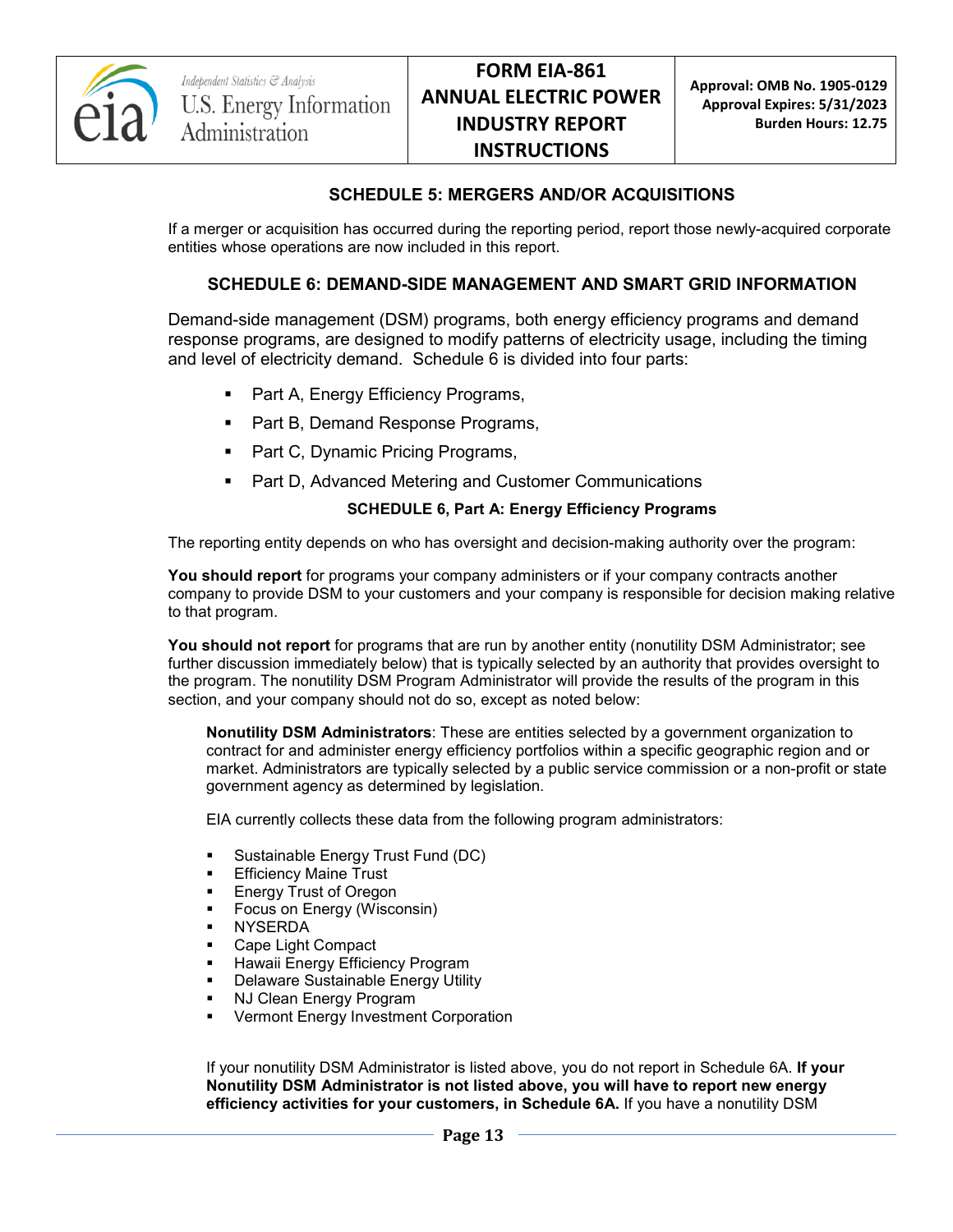## SCHEDULE 5: MERGERS AND/OR ACQUISITIONS

If a merger or acquisition has occurred during the reporting period, report those newly-acquired corporate entities whose operations are now included in this report.

## SCHEDULE 6: DEMAND-SIDE MANAGEMENT AND SMART GRID INFORMATION

Demand-side management (DSM) programs, both energy efficiency programs and demand response programs, are designed to modify patterns of electricity usage, including the timing and level of electricity demand. Schedule 6 is divided into four parts:

- Part A, Energy Efficiency Programs,
- Part B, Demand Response Programs,
- Part C, Dynamic Pricing Programs,
- Part D, Advanced Metering and Customer Communications

### SCHEDULE 6, Part A: Energy Efficiency Programs

The reporting entity depends on who has oversight and decision-making authority over the program:

**You should report** for programs your company administers or if your company contracts another company to provide DSM to your customers and your company is responsible for decision making relative to that program.

**You should not report** for programs that are run by another entity (nonutility DSM Administrator; see further discussion immediately below) that is typically selected by an authority that provides oversight to the program. The nonutility DSM Program Administrator will provide the results of the program in this section, and your company should not do so, except as noted below:

**Nonutility DSM Administrators**: These are entities selected by a government organization to contract for and administer energy efficiency portfolios within a specific geographic region and or market. Administrators are typically selected by a public service commission or a non-profit or state government agency as determined by legislation.

EIA currently collects these data from the following program administrators:

- Sustainable Energy Trust Fund (DC)
- Efficiency Maine Trust
- Energy Trust of Oregon
- Focus on Energy (Wisconsin)
- NYSERDA
- Cape Light Compact
- Hawaii Energy Efficiency Program
- Delaware Sustainable Energy Utility
- NJ Clean Energy Program
- Vermont Energy Investment Corporation

If your nonutility DSM Administrator is listed above, you do not report in Schedule 6A. **If your Nonutility DSM Administrator is not listed above, you will have to report new energy efficiency activities for your customers, in Schedule 6A.** If you have a nonutility DSM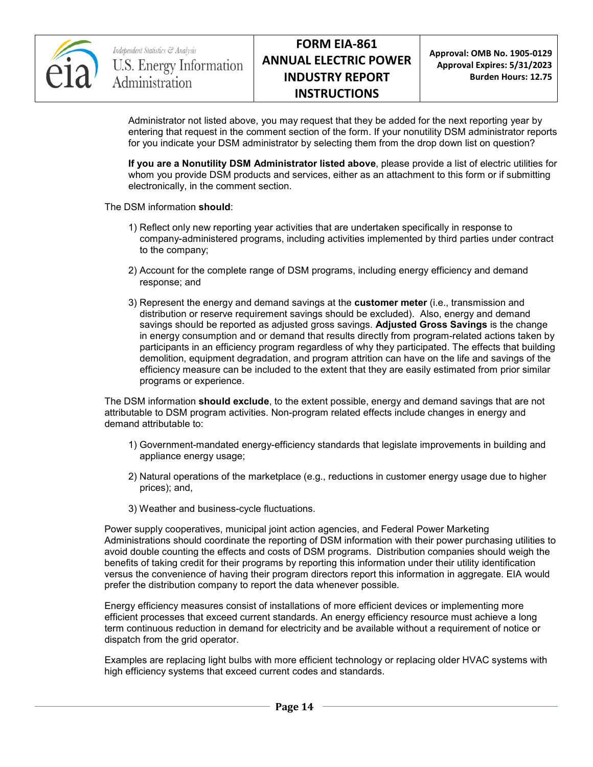Administrator not listed above, you may request that they be added for the next reporting year by entering that request in the comment section of the form. If your nonutility DSM administrator reports for you indicate your DSM administrator by selecting them from the drop down list on question?

**If you are a Nonutility DSM Administrator listed above**, please provide a list of electric utilities for whom you provide DSM products and services, either as an attachment to this form or if submitting electronically, in the comment section.

The DSM information **should**:

1) Reflect only new reporting year activities that are undertaken specifically in response to company-administered programs, including activities implemented by third parties under contract to the company;

2) Account for the complete range of DSM programs, including energy efficiency and demand response; and

3) Represent the energy and demand savings at the **customer meter** (i.e., transmission and distribution or reserve requirement savings should be excluded). Also, energy and demand savings should be reported as adjusted gross savings. **Adjusted Gross Savings** is the change in energy consumption and or demand that results directly from program-related actions taken by participants in an efficiency program regardless of why they participated. The effects that building demolition, equipment degradation, and program attrition can have on the life and savings of the efficiency measure can be included to the extent that they are easily estimated from prior similar programs or experience.

The DSM information **should exclude**, to the extent possible, energy and demand savings that are not attributable to DSM program activities. Non-program related effects include changes in energy and demand attributable to:

1) Government-mandated energy-efficiency standards that legislate improvements in building and appliance energy usage;

2) Natural operations of the marketplace (e.g., reductions in customer energy usage due to higher prices); and,

3) Weather and business-cycle fluctuations.

Power supply cooperatives, municipal joint action agencies, and Federal Power Marketing Administrations should coordinate the reporting of DSM information with their power purchasing utilities to avoid double counting the effects and costs of DSM programs. Distribution companies should weigh the benefits of taking credit for their programs by reporting this information under their utility identification versus the convenience of having their program directors report this information in aggregate. EIA would prefer the distribution company to report the data whenever possible.

Energy efficiency measures consist of installations of more efficient devices or implementing more efficient processes that exceed current standards. An energy efficiency resource must achieve a long term continuous reduction in demand for electricity and be available without a requirement of notice or dispatch from the grid operator.

Examples are replacing light bulbs with more efficient technology or replacing older HVAC systems with high efficiency systems that exceed current codes and standards.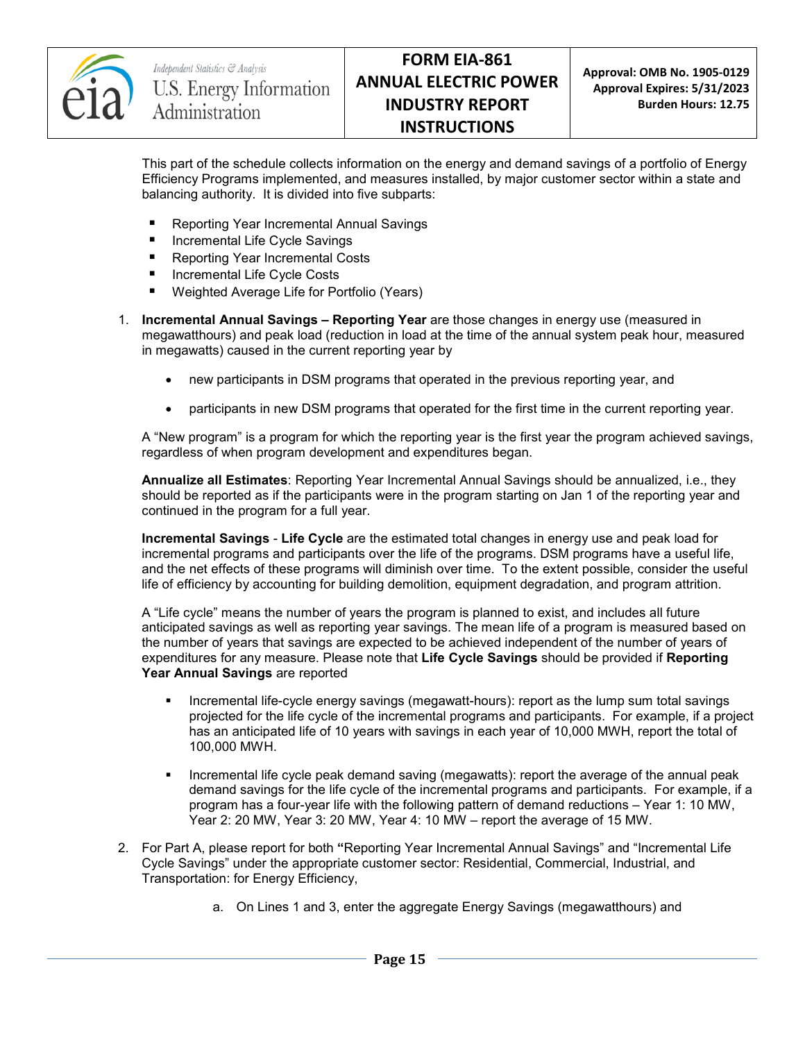This part of the schedule collects information on the energy and demand savings of a portfolio of Energy Efficiency Programs implemented, and measures installed, by major customer sector within a state and balancing authority. It is divided into five subparts:

- Reporting Year Incremental Annual Savings
- Incremental Life Cycle Savings
- Reporting Year Incremental Costs
- Incremental Life Cycle Costs
- Weighted Average Life for Portfolio (Years)

1. **Incremental Annual Savings – Reporting Year** are those changes in energy use (measured in megawatthours) and peak load (reduction in load at the time of the annual system peak hour, measured in megawatts) caused in the current reporting year by

   - new participants in DSM programs that operated in the previous reporting year, and
   - participants in new DSM programs that operated for the first time in the current reporting year.

   A "New program" is a program for which the reporting year is the first year the program achieved savings, regardless of when program development and expenditures began.

   **Annualize all Estimates**: Reporting Year Incremental Annual Savings should be annualized, i.e., they should be reported as if the participants were in the program starting on Jan 1 of the reporting year and continued in the program for a full year.

   **Incremental Savings** - **Life Cycle** are the estimated total changes in energy use and peak load for incremental programs and participants over the life of the programs. DSM programs have a useful life, and the net effects of these programs will diminish over time. To the extent possible, consider the useful life of efficiency by accounting for building demolition, equipment degradation, and program attrition.

   A "Life cycle" means the number of years the program is planned to exist, and includes all future anticipated savings as well as reporting year savings. The mean life of a program is measured based on the number of years that savings are expected to be achieved independent of the number of years of expenditures for any measure. Please note that **Life Cycle Savings** should be provided if **Reporting Year Annual Savings** are reported

   - Incremental life-cycle energy savings (megawatt-hours): report as the lump sum total savings projected for the life cycle of the incremental programs and participants. For example, if a project has an anticipated life of 10 years with savings in each year of 10,000 MWH, report the total of 100,000 MWH.
   - Incremental life cycle peak demand saving (megawatts): report the average of the annual peak demand savings for the life cycle of the incremental programs and participants. For example, if a program has a four-year life with the following pattern of demand reductions – Year 1: 10 MW, Year 2: 20 MW, Year 3: 20 MW, Year 4: 10 MW – report the average of 15 MW.

2. For Part A, please report for both **"**Reporting Year Incremental Annual Savings" and "Incremental Life Cycle Savings" under the appropriate customer sector: Residential, Commercial, Industrial, and Transportation: for Energy Efficiency,

   a. On Lines 1 and 3, enter the aggregate Energy Savings (megawatthours) and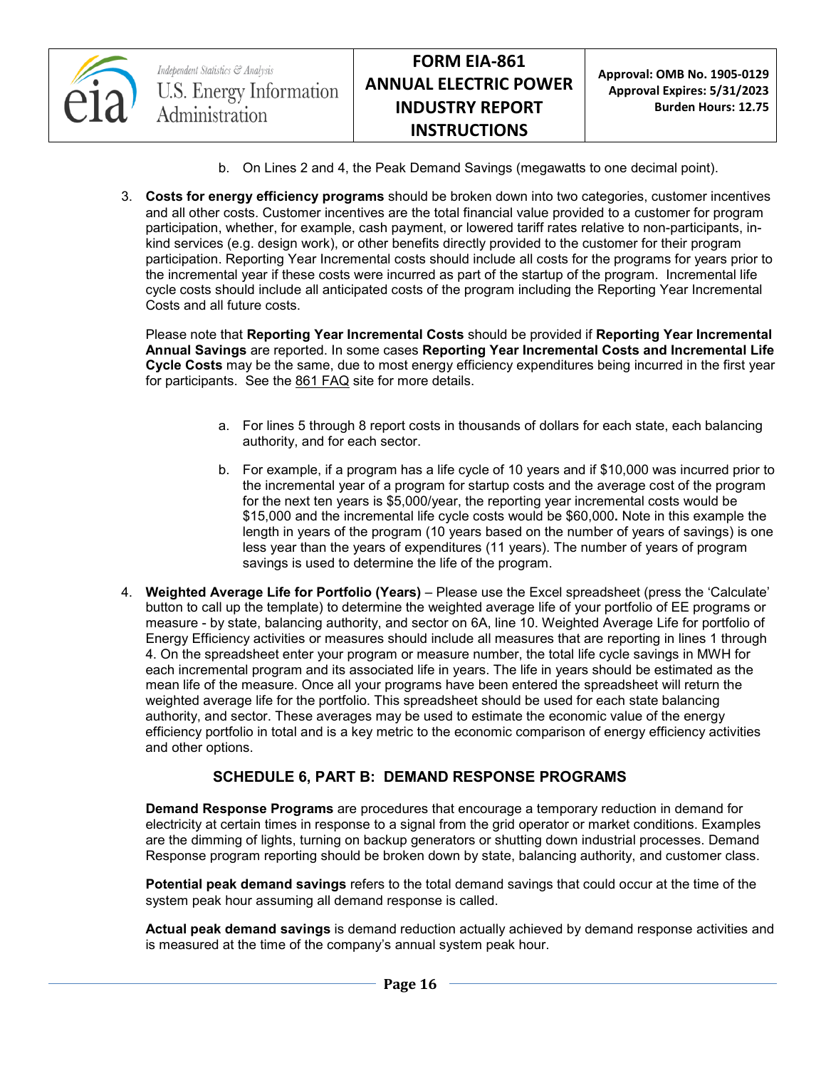b. On Lines 2 and 4, the Peak Demand Savings (megawatts to one decimal point).

3. **Costs for energy efficiency programs** should be broken down into two categories, customer incentives and all other costs. Customer incentives are the total financial value provided to a customer for program participation, whether, for example, cash payment, or lowered tariff rates relative to non-participants, in-kind services (e.g. design work), or other benefits directly provided to the customer for their program participation. Reporting Year Incremental costs should include all costs for the programs for years prior to the incremental year if these costs were incurred as part of the startup of the program. Incremental life cycle costs should include all anticipated costs of the program including the Reporting Year Incremental Costs and all future costs.

   Please note that **Reporting Year Incremental Costs** should be provided if **Reporting Year Incremental Annual Savings** are reported. In some cases **Reporting Year Incremental Costs and Incremental Life Cycle Costs** may be the same, due to most energy efficiency expenditures being incurred in the first year for participants. See the 861 FAQ site for more details.

   a. For lines 5 through 8 report costs in thousands of dollars for each state, each balancing authority, and for each sector.

   b. For example, if a program has a life cycle of 10 years and if $10,000 was incurred prior to the incremental year of a program for startup costs and the average cost of the program for the next ten years is $5,000/year, the reporting year incremental costs would be $15,000 and the incremental life cycle costs would be $60,000**.** Note in this example the length in years of the program (10 years based on the number of years of savings) is one less year than the years of expenditures (11 years). The number of years of program savings is used to determine the life of the program.

4. **Weighted Average Life for Portfolio (Years)** – Please use the Excel spreadsheet (press the 'Calculate' button to call up the template) to determine the weighted average life of your portfolio of EE programs or measure - by state, balancing authority, and sector on 6A, line 10. Weighted Average Life for portfolio of Energy Efficiency activities or measures should include all measures that are reporting in lines 1 through 4. On the spreadsheet enter your program or measure number, the total life cycle savings in MWH for each incremental program and its associated life in years. The life in years should be estimated as the mean life of the measure. Once all your programs have been entered the spreadsheet will return the weighted average life for the portfolio. This spreadsheet should be used for each state balancing authority, and sector. These averages may be used to estimate the economic value of the energy efficiency portfolio in total and is a key metric to the economic comparison of energy efficiency activities and other options.

## SCHEDULE 6, PART B: DEMAND RESPONSE PROGRAMS

**Demand Response Programs** are procedures that encourage a temporary reduction in demand for electricity at certain times in response to a signal from the grid operator or market conditions. Examples are the dimming of lights, turning on backup generators or shutting down industrial processes. Demand Response program reporting should be broken down by state, balancing authority, and customer class.

**Potential peak demand savings** refers to the total demand savings that could occur at the time of the system peak hour assuming all demand response is called.

**Actual peak demand savings** is demand reduction actually achieved by demand response activities and is measured at the time of the company's annual system peak hour.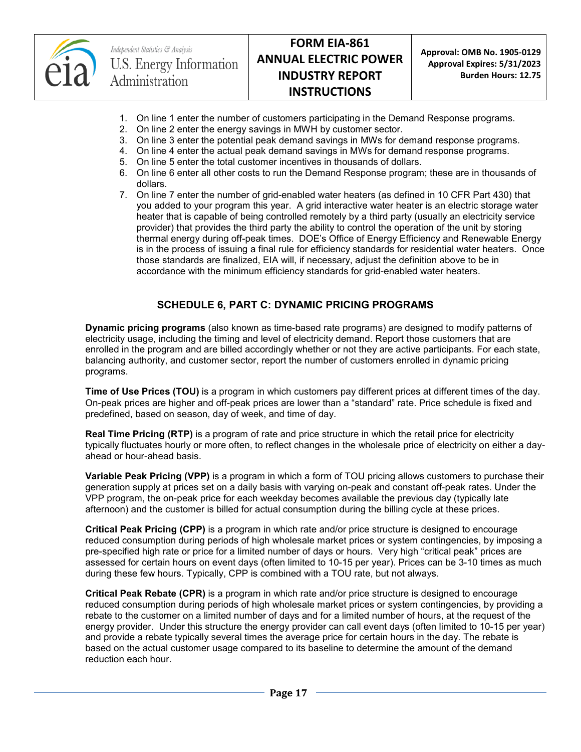1. On line 1 enter the number of customers participating in the Demand Response programs.
2. On line 2 enter the energy savings in MWH by customer sector.
3. On line 3 enter the potential peak demand savings in MWs for demand response programs.
4. On line 4 enter the actual peak demand savings in MWs for demand response programs.
5. On line 5 enter the total customer incentives in thousands of dollars.
6. On line 6 enter all other costs to run the Demand Response program; these are in thousands of dollars.
7. On line 7 enter the number of grid-enabled water heaters (as defined in 10 CFR Part 430) that you added to your program this year. A grid interactive water heater is an electric storage water heater that is capable of being controlled remotely by a third party (usually an electricity service provider) that provides the third party the ability to control the operation of the unit by storing thermal energy during off-peak times. DOE's Office of Energy Efficiency and Renewable Energy is in the process of issuing a final rule for efficiency standards for residential water heaters. Once those standards are finalized, EIA will, if necessary, adjust the definition above to be in accordance with the minimum efficiency standards for grid-enabled water heaters.

## SCHEDULE 6, PART C: DYNAMIC PRICING PROGRAMS

**Dynamic pricing programs** (also known as time-based rate programs) are designed to modify patterns of electricity usage, including the timing and level of electricity demand. Report those customers that are enrolled in the program and are billed accordingly whether or not they are active participants. For each state, balancing authority, and customer sector, report the number of customers enrolled in dynamic pricing programs.

**Time of Use Prices (TOU)** is a program in which customers pay different prices at different times of the day. On-peak prices are higher and off-peak prices are lower than a "standard" rate. Price schedule is fixed and predefined, based on season, day of week, and time of day.

**Real Time Pricing (RTP)** is a program of rate and price structure in which the retail price for electricity typically fluctuates hourly or more often, to reflect changes in the wholesale price of electricity on either a day-ahead or hour-ahead basis.

**Variable Peak Pricing (VPP)** is a program in which a form of TOU pricing allows customers to purchase their generation supply at prices set on a daily basis with varying on-peak and constant off-peak rates. Under the VPP program, the on-peak price for each weekday becomes available the previous day (typically late afternoon) and the customer is billed for actual consumption during the billing cycle at these prices.

**Critical Peak Pricing (CPP)** is a program in which rate and/or price structure is designed to encourage reduced consumption during periods of high wholesale market prices or system contingencies, by imposing a pre-specified high rate or price for a limited number of days or hours. Very high "critical peak" prices are assessed for certain hours on event days (often limited to 10-15 per year). Prices can be 3-10 times as much during these few hours. Typically, CPP is combined with a TOU rate, but not always.

**Critical Peak Rebate (CPR)** is a program in which rate and/or price structure is designed to encourage reduced consumption during periods of high wholesale market prices or system contingencies, by providing a rebate to the customer on a limited number of days and for a limited number of hours, at the request of the energy provider. Under this structure the energy provider can call event days (often limited to 10-15 per year) and provide a rebate typically several times the average price for certain hours in the day. The rebate is based on the actual customer usage compared to its baseline to determine the amount of the demand reduction each hour.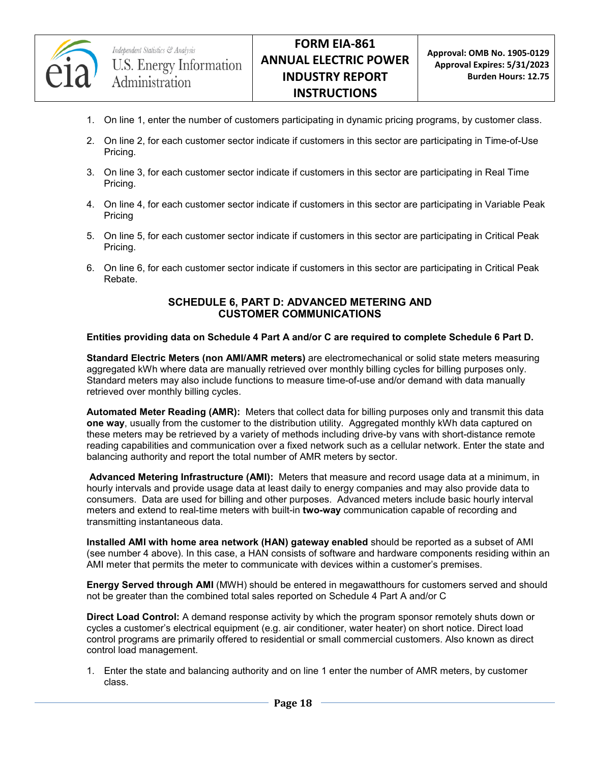1. On line 1, enter the number of customers participating in dynamic pricing programs, by customer class.
2. On line 2, for each customer sector indicate if customers in this sector are participating in Time-of-Use Pricing.
3. On line 3, for each customer sector indicate if customers in this sector are participating in Real Time Pricing.
4. On line 4, for each customer sector indicate if customers in this sector are participating in Variable Peak Pricing
5. On line 5, for each customer sector indicate if customers in this sector are participating in Critical Peak Pricing.
6. On line 6, for each customer sector indicate if customers in this sector are participating in Critical Peak Rebate.

## SCHEDULE 6, PART D: ADVANCED METERING AND CUSTOMER COMMUNICATIONS

**Entities providing data on Schedule 4 Part A and/or C are required to complete Schedule 6 Part D.**

**Standard Electric Meters (non AMI/AMR meters)** are electromechanical or solid state meters measuring aggregated kWh where data are manually retrieved over monthly billing cycles for billing purposes only. Standard meters may also include functions to measure time-of-use and/or demand with data manually retrieved over monthly billing cycles.

**Automated Meter Reading (AMR):** Meters that collect data for billing purposes only and transmit this data **one way**, usually from the customer to the distribution utility. Aggregated monthly kWh data captured on these meters may be retrieved by a variety of methods including drive-by vans with short-distance remote reading capabilities and communication over a fixed network such as a cellular network. Enter the state and balancing authority and report the total number of AMR meters by sector.

**Advanced Metering Infrastructure (AMI):** Meters that measure and record usage data at a minimum, in hourly intervals and provide usage data at least daily to energy companies and may also provide data to consumers. Data are used for billing and other purposes. Advanced meters include basic hourly interval meters and extend to real-time meters with built-in **two-way** communication capable of recording and transmitting instantaneous data.

**Installed AMI with home area network (HAN) gateway enabled** should be reported as a subset of AMI (see number 4 above). In this case, a HAN consists of software and hardware components residing within an AMI meter that permits the meter to communicate with devices within a customer's premises.

**Energy Served through AMI** (MWH) should be entered in megawatthours for customers served and should not be greater than the combined total sales reported on Schedule 4 Part A and/or C

**Direct Load Control:** A demand response activity by which the program sponsor remotely shuts down or cycles a customer's electrical equipment (e.g. air conditioner, water heater) on short notice. Direct load control programs are primarily offered to residential or small commercial customers. Also known as direct control load management.

1. Enter the state and balancing authority and on line 1 enter the number of AMR meters, by customer class.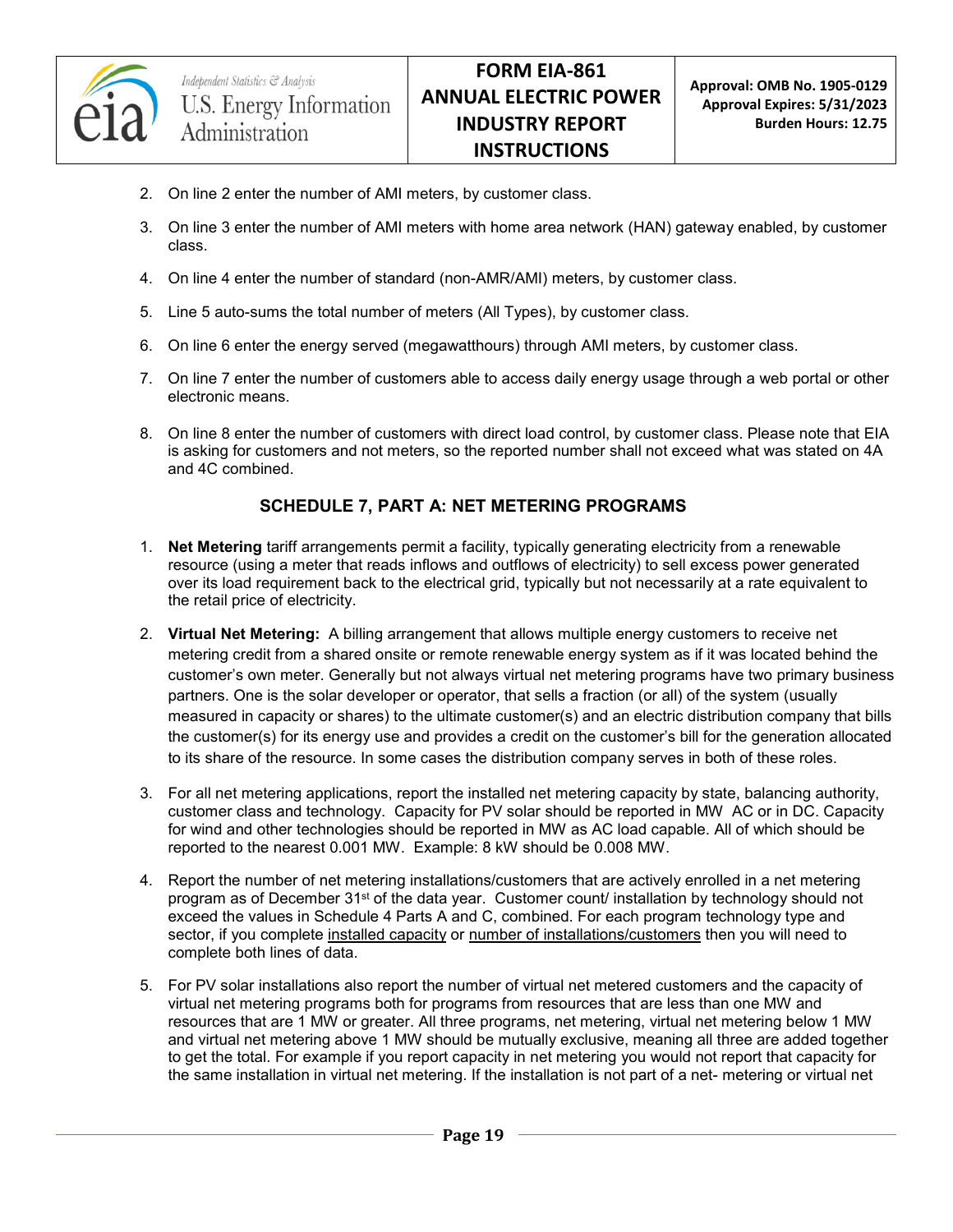2. On line 2 enter the number of AMI meters, by customer class.

3. On line 3 enter the number of AMI meters with home area network (HAN) gateway enabled, by customer class.

4. On line 4 enter the number of standard (non-AMR/AMI) meters, by customer class.

5. Line 5 auto-sums the total number of meters (All Types), by customer class.

6. On line 6 enter the energy served (megawatthours) through AMI meters, by customer class.

7. On line 7 enter the number of customers able to access daily energy usage through a web portal or other electronic means.

8. On line 8 enter the number of customers with direct load control, by customer class. Please note that EIA is asking for customers and not meters, so the reported number shall not exceed what was stated on 4A and 4C combined.

## SCHEDULE 7, PART A: NET METERING PROGRAMS

1. **Net Metering** tariff arrangements permit a facility, typically generating electricity from a renewable resource (using a meter that reads inflows and outflows of electricity) to sell excess power generated over its load requirement back to the electrical grid, typically but not necessarily at a rate equivalent to the retail price of electricity.

2. **Virtual Net Metering:** A billing arrangement that allows multiple energy customers to receive net metering credit from a shared onsite or remote renewable energy system as if it was located behind the customer's own meter. Generally but not always virtual net metering programs have two primary business partners. One is the solar developer or operator, that sells a fraction (or all) of the system (usually measured in capacity or shares) to the ultimate customer(s) and an electric distribution company that bills the customer(s) for its energy use and provides a credit on the customer's bill for the generation allocated to its share of the resource. In some cases the distribution company serves in both of these roles.

3. For all net metering applications, report the installed net metering capacity by state, balancing authority, customer class and technology. Capacity for PV solar should be reported in MW AC or in DC. Capacity for wind and other technologies should be reported in MW as AC load capable. All of which should be reported to the nearest 0.001 MW. Example: 8 kW should be 0.008 MW.

4. Report the number of net metering installations/customers that are actively enrolled in a net metering program as of December 31st of the data year. Customer count/ installation by technology should not exceed the values in Schedule 4 Parts A and C, combined. For each program technology type and sector, if you complete <u>installed capacity</u> or <u>number of installations/customers</u> then you will need to complete both lines of data.

5. For PV solar installations also report the number of virtual net metered customers and the capacity of virtual net metering programs both for programs from resources that are less than one MW and resources that are 1 MW or greater. All three programs, net metering, virtual net metering below 1 MW and virtual net metering above 1 MW should be mutually exclusive, meaning all three are added together to get the total. For example if you report capacity in net metering you would not report that capacity for the same installation in virtual net metering. If the installation is not part of a net- metering or virtual net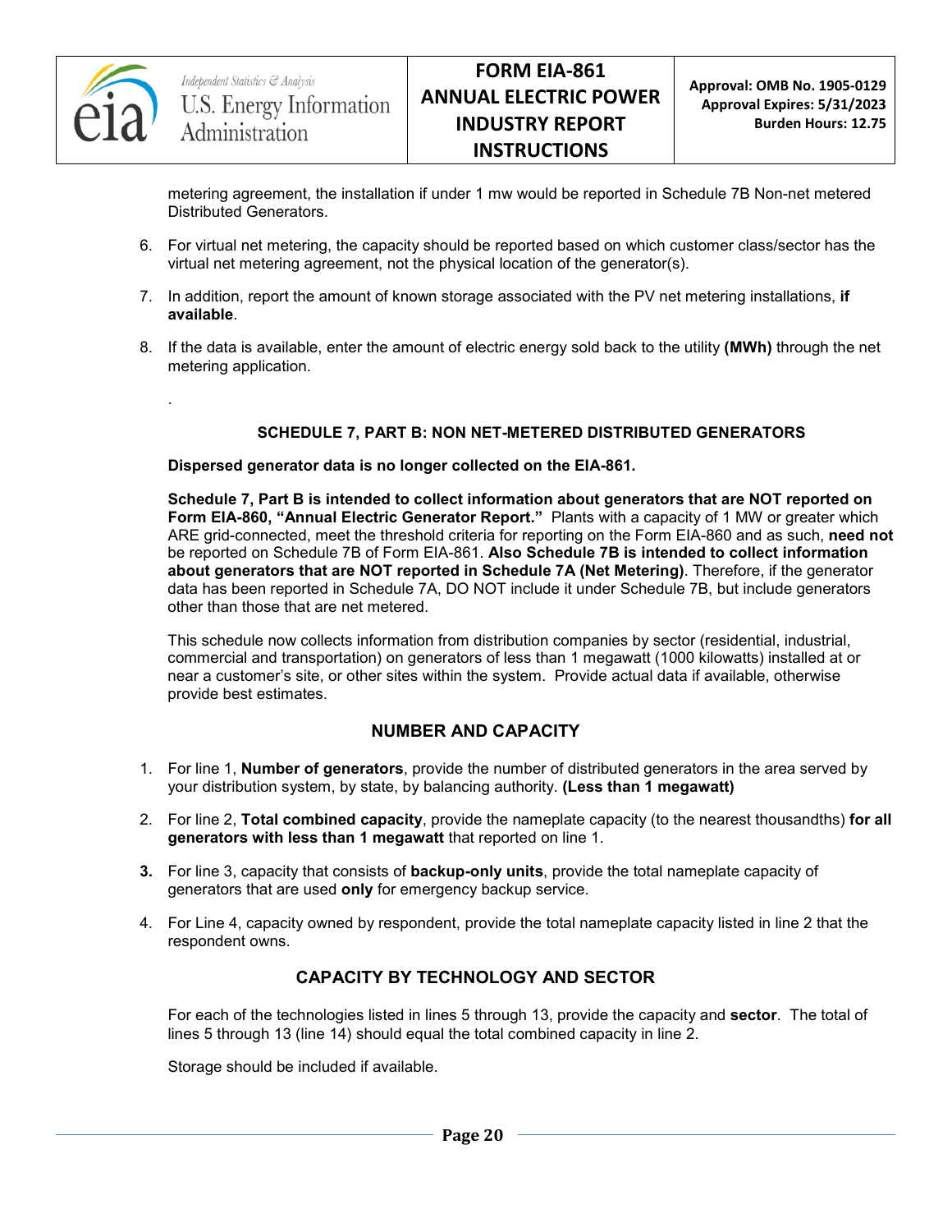metering agreement, the installation if under 1 mw would be reported in Schedule 7B Non-net metered Distributed Generators.

6. For virtual net metering, the capacity should be reported based on which customer class/sector has the virtual net metering agreement, not the physical location of the generator(s).

7. In addition, report the amount of known storage associated with the PV net metering installations, **if available**.

8. If the data is available, enter the amount of electric energy sold back to the utility **(MWh)** through the net metering application.

.

### SCHEDULE 7, PART B: NON NET-METERED DISTRIBUTED GENERATORS

**Dispersed generator data is no longer collected on the EIA-861.**

**Schedule 7, Part B is intended to collect information about generators that are NOT reported on Form EIA-860, "Annual Electric Generator Report."** Plants with a capacity of 1 MW or greater which ARE grid-connected, meet the threshold criteria for reporting on the Form EIA-860 and as such, **need not** be reported on Schedule 7B of Form EIA-861. **Also Schedule 7B is intended to collect information about generators that are NOT reported in Schedule 7A (Net Metering)**. Therefore, if the generator data has been reported in Schedule 7A, DO NOT include it under Schedule 7B, but include generators other than those that are net metered.

This schedule now collects information from distribution companies by sector (residential, industrial, commercial and transportation) on generators of less than 1 megawatt (1000 kilowatts) installed at or near a customer's site, or other sites within the system. Provide actual data if available, otherwise provide best estimates.

### NUMBER AND CAPACITY

1. For line 1, **Number of generators**, provide the number of distributed generators in the area served by your distribution system, by state, by balancing authority. **(Less than 1 megawatt)**

2. For line 2, **Total combined capacity**, provide the nameplate capacity (to the nearest thousandths) **for all generators with less than 1 megawatt** that reported on line 1.

3. For line 3, capacity that consists of **backup-only units**, provide the total nameplate capacity of generators that are used **only** for emergency backup service.

4. For Line 4, capacity owned by respondent, provide the total nameplate capacity listed in line 2 that the respondent owns.

### CAPACITY BY TECHNOLOGY AND SECTOR

For each of the technologies listed in lines 5 through 13, provide the capacity and **sector**. The total of lines 5 through 13 (line 14) should equal the total combined capacity in line 2.

Storage should be included if available.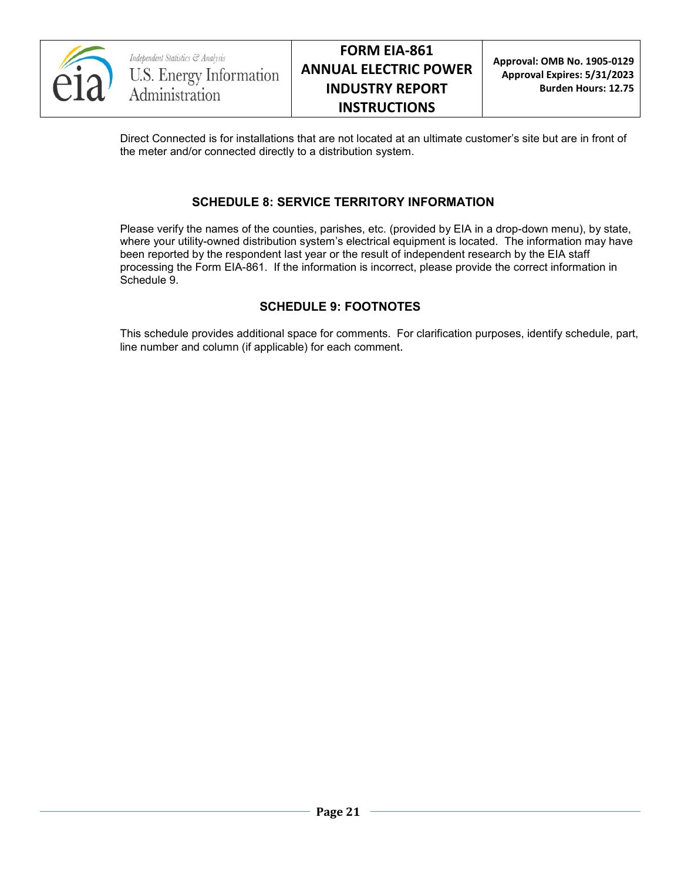Direct Connected is for installations that are not located at an ultimate customer's site but are in front of the meter and/or connected directly to a distribution system.

## SCHEDULE 8: SERVICE TERRITORY INFORMATION

Please verify the names of the counties, parishes, etc. (provided by EIA in a drop-down menu), by state, where your utility-owned distribution system's electrical equipment is located. The information may have been reported by the respondent last year or the result of independent research by the EIA staff processing the Form EIA-861. If the information is incorrect, please provide the correct information in Schedule 9.

## SCHEDULE 9: FOOTNOTES

This schedule provides additional space for comments. For clarification purposes, identify schedule, part, line number and column (if applicable) for each comment.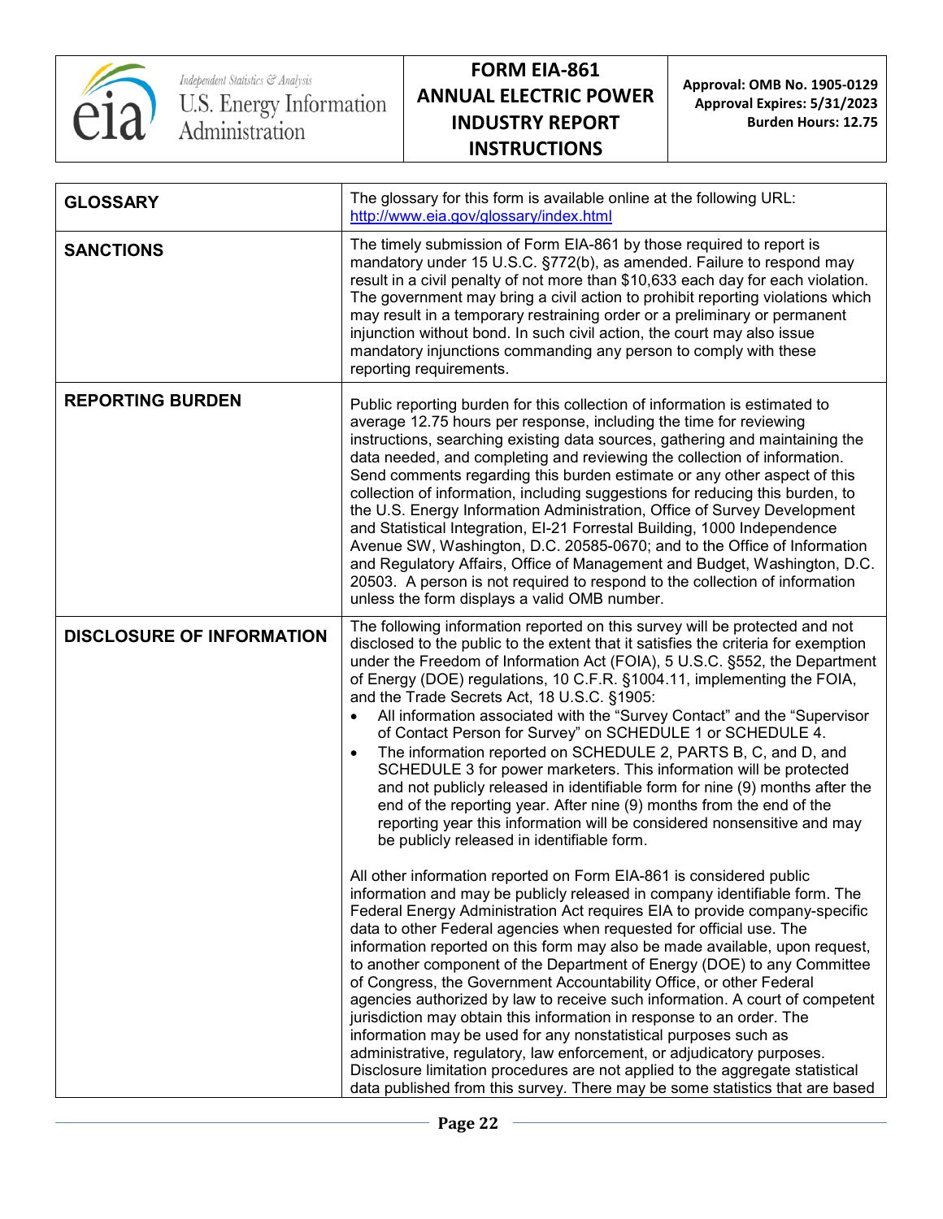| | |
|---|---|
| **GLOSSARY** | The glossary for this form is available online at the following URL: [http://www.eia.gov/glossary/index.html](http://www.eia.gov/glossary/index.html) |
| **SANCTIONS** | The timely submission of Form EIA-861 by those required to report is mandatory under 15 U.S.C. §772(b), as amended. Failure to respond may result in a civil penalty of not more than $10,633 each day for each violation. The government may bring a civil action to prohibit reporting violations which may result in a temporary restraining order or a preliminary or permanent injunction without bond. In such civil action, the court may also issue mandatory injunctions commanding any person to comply with these reporting requirements. |
| **REPORTING BURDEN** | Public reporting burden for this collection of information is estimated to average 12.75 hours per response, including the time for reviewing instructions, searching existing data sources, gathering and maintaining the data needed, and completing and reviewing the collection of information. Send comments regarding this burden estimate or any other aspect of this collection of information, including suggestions for reducing this burden, to the U.S. Energy Information Administration, Office of Survey Development and Statistical Integration, EI-21 Forrestal Building, 1000 Independence Avenue SW, Washington, D.C. 20585-0670; and to the Office of Information and Regulatory Affairs, Office of Management and Budget, Washington, D.C. 20503. A person is not required to respond to the collection of information unless the form displays a valid OMB number. |
| **DISCLOSURE OF INFORMATION** | The following information reported on this survey will be protected and not disclosed to the public to the extent that it satisfies the criteria for exemption under the Freedom of Information Act (FOIA), 5 U.S.C. §552, the Department of Energy (DOE) regulations, 10 C.F.R. §1004.11, implementing the FOIA, and the Trade Secrets Act, 18 U.S.C. §1905:<br>• All information associated with the "Survey Contact" and the "Supervisor of Contact Person for Survey" on SCHEDULE 1 or SCHEDULE 4.<br>• The information reported on SCHEDULE 2, PARTS B, C, and D, and SCHEDULE 3 for power marketers. This information will be protected and not publicly released in identifiable form for nine (9) months after the end of the reporting year. After nine (9) months from the end of the reporting year this information will be considered nonsensitive and may be publicly released in identifiable form.<br><br>All other information reported on Form EIA-861 is considered public information and may be publicly released in company identifiable form. The Federal Energy Administration Act requires EIA to provide company-specific data to other Federal agencies when requested for official use. The information reported on this form may also be made available, upon request, to another component of the Department of Energy (DOE) to any Committee of Congress, the Government Accountability Office, or other Federal agencies authorized by law to receive such information. A court of competent jurisdiction may obtain this information in response to an order. The information may be used for any nonstatistical purposes such as administrative, regulatory, law enforcement, or adjudicatory purposes. Disclosure limitation procedures are not applied to the aggregate statistical data published from this survey. There may be some statistics that are based |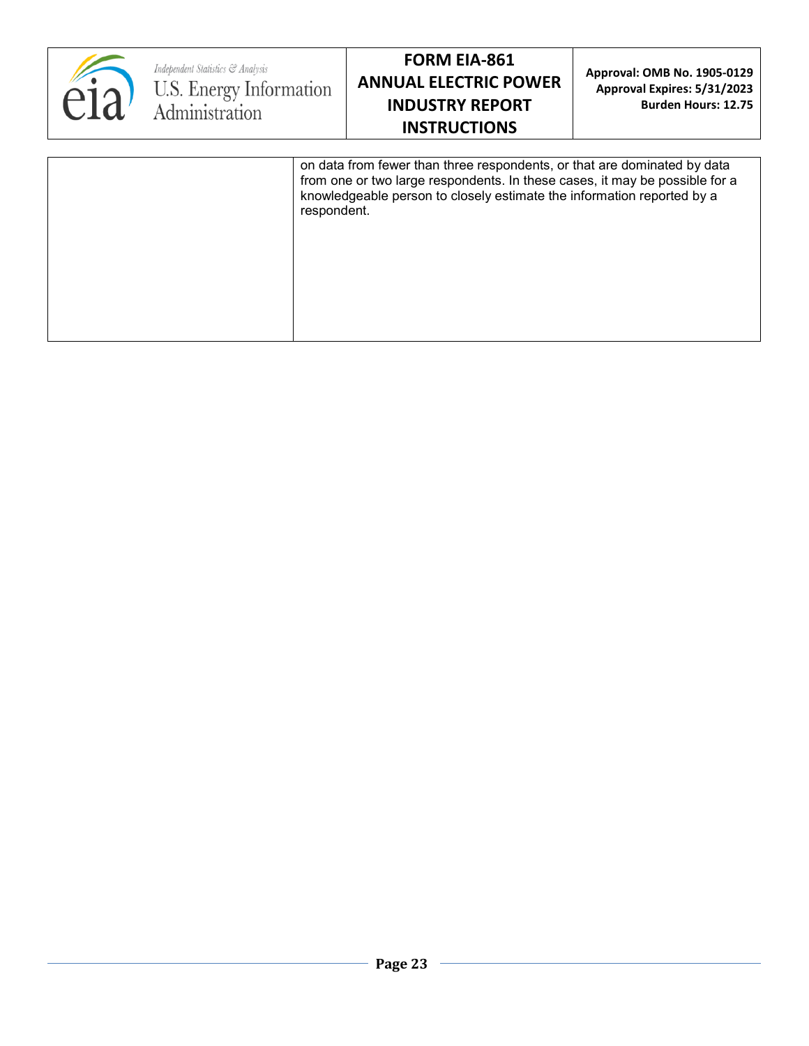| | |
|---|---|
| | on data from fewer than three respondents, or that are dominated by data from one or two large respondents. In these cases, it may be possible for a knowledgeable person to closely estimate the information reported by a respondent. |